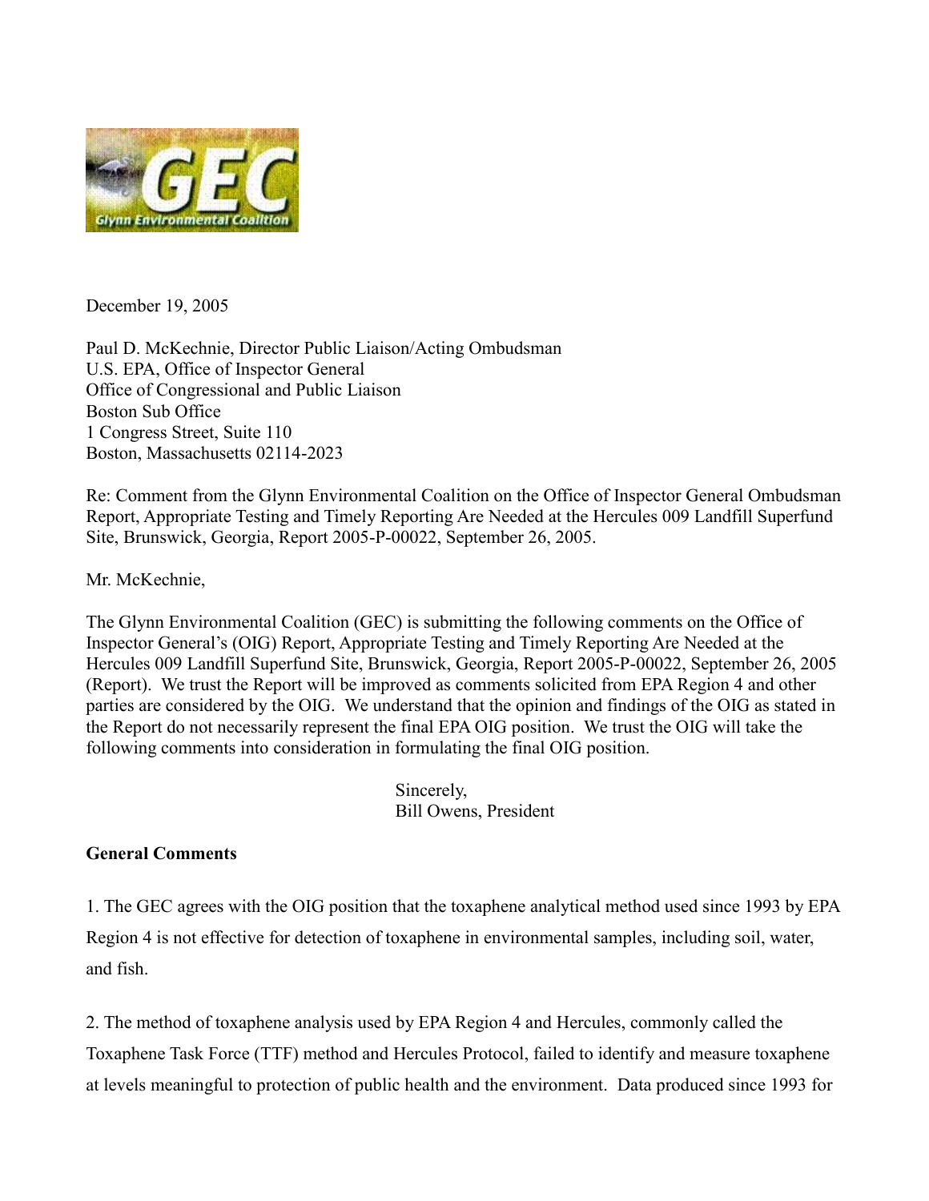December 19, 2005

Paul D. McKechnie, Director Public Liaison/Acting Ombudsman
U.S. EPA, Office of Inspector General
Office of Congressional and Public Liaison
Boston Sub Office
1 Congress Street, Suite 110
Boston, Massachusetts 02114-2023

Re: Comment from the Glynn Environmental Coalition on the Office of Inspector General Ombudsman Report, Appropriate Testing and Timely Reporting Are Needed at the Hercules 009 Landfill Superfund Site, Brunswick, Georgia, Report 2005-P-00022, September 26, 2005.

Mr. McKechnie,

The Glynn Environmental Coalition (GEC) is submitting the following comments on the Office of Inspector General's (OIG) Report, Appropriate Testing and Timely Reporting Are Needed at the Hercules 009 Landfill Superfund Site, Brunswick, Georgia, Report 2005-P-00022, September 26, 2005 (Report). We trust the Report will be improved as comments solicited from EPA Region 4 and other parties are considered by the OIG. We understand that the opinion and findings of the OIG as stated in the Report do not necessarily represent the final EPA OIG position. We trust the OIG will take the following comments into consideration in formulating the final OIG position.

Sincerely,
Bill Owens, President

**General Comments**

1. The GEC agrees with the OIG position that the toxaphene analytical method used since 1993 by EPA Region 4 is not effective for detection of toxaphene in environmental samples, including soil, water, and fish.

2. The method of toxaphene analysis used by EPA Region 4 and Hercules, commonly called the Toxaphene Task Force (TTF) method and Hercules Protocol, failed to identify and measure toxaphene at levels meaningful to protection of public health and the environment. Data produced since 1993 for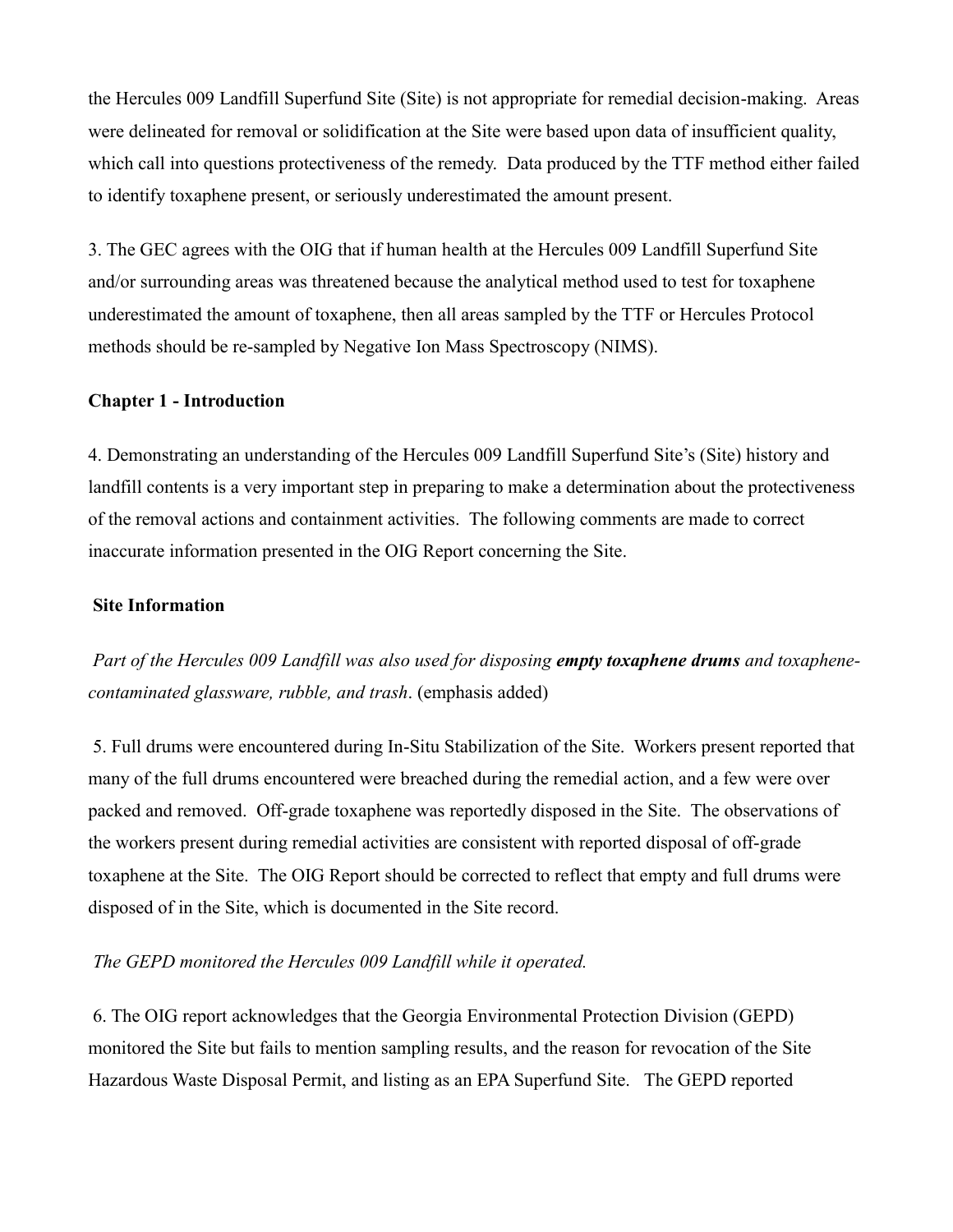the Hercules 009 Landfill Superfund Site (Site) is not appropriate for remedial decision-making. Areas were delineated for removal or solidification at the Site were based upon data of insufficient quality, which call into questions protectiveness of the remedy. Data produced by the TTF method either failed to identify toxaphene present, or seriously underestimated the amount present.

3. The GEC agrees with the OIG that if human health at the Hercules 009 Landfill Superfund Site and/or surrounding areas was threatened because the analytical method used to test for toxaphene underestimated the amount of toxaphene, then all areas sampled by the TTF or Hercules Protocol methods should be re-sampled by Negative Ion Mass Spectroscopy (NIMS).

**Chapter 1 - Introduction**

4. Demonstrating an understanding of the Hercules 009 Landfill Superfund Site's (Site) history and landfill contents is a very important step in preparing to make a determination about the protectiveness of the removal actions and containment activities. The following comments are made to correct inaccurate information presented in the OIG Report concerning the Site.

**Site Information**

*Part of the Hercules 009 Landfill was also used for disposing* ***empty toxaphene drums*** *and toxaphene-contaminated glassware, rubble, and trash*. (emphasis added)

5. Full drums were encountered during In-Situ Stabilization of the Site. Workers present reported that many of the full drums encountered were breached during the remedial action, and a few were over packed and removed. Off-grade toxaphene was reportedly disposed in the Site. The observations of the workers present during remedial activities are consistent with reported disposal of off-grade toxaphene at the Site. The OIG Report should be corrected to reflect that empty and full drums were disposed of in the Site, which is documented in the Site record.

*The GEPD monitored the Hercules 009 Landfill while it operated.*

6. The OIG report acknowledges that the Georgia Environmental Protection Division (GEPD) monitored the Site but fails to mention sampling results, and the reason for revocation of the Site Hazardous Waste Disposal Permit, and listing as an EPA Superfund Site. The GEPD reported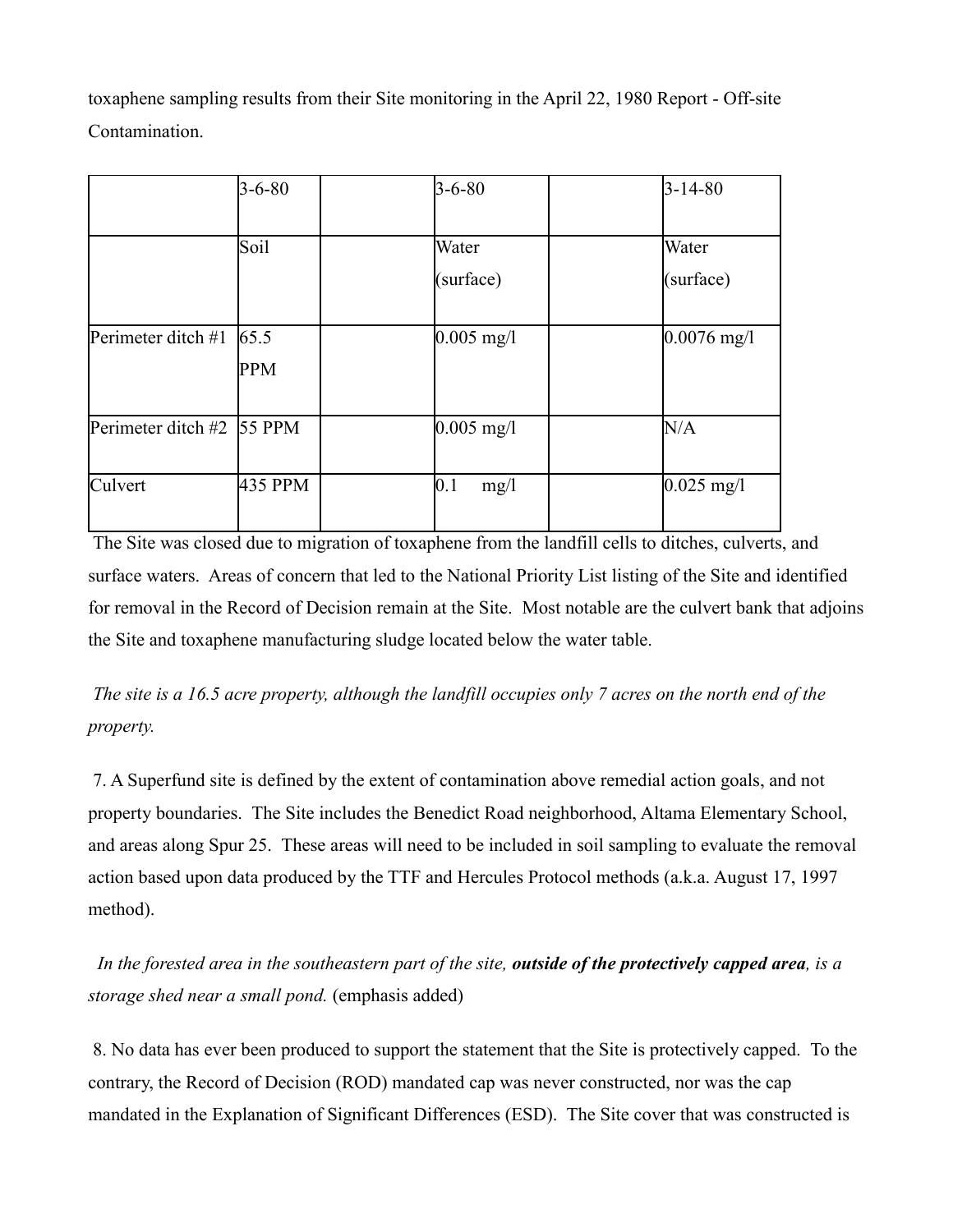toxaphene sampling results from their Site monitoring in the April 22, 1980 Report - Off-site Contamination.

| | 3-6-80 | | 3-6-80 | | 3-14-80 |
|---|---|---|---|---|---|
| | Soil | | Water (surface) | | Water (surface) |
| Perimeter ditch #1 | 65.5 PPM | | 0.005 mg/l | | 0.0076 mg/l |
| Perimeter ditch #2 | 55 PPM | | 0.005 mg/l | | N/A |
| Culvert | 435 PPM | | 0.1 mg/l | | 0.025 mg/l |

The Site was closed due to migration of toxaphene from the landfill cells to ditches, culverts, and surface waters. Areas of concern that led to the National Priority List listing of the Site and identified for removal in the Record of Decision remain at the Site. Most notable are the culvert bank that adjoins the Site and toxaphene manufacturing sludge located below the water table.

*The site is a 16.5 acre property, although the landfill occupies only 7 acres on the north end of the property.*

7. A Superfund site is defined by the extent of contamination above remedial action goals, and not property boundaries. The Site includes the Benedict Road neighborhood, Altama Elementary School, and areas along Spur 25. These areas will need to be included in soil sampling to evaluate the removal action based upon data produced by the TTF and Hercules Protocol methods (a.k.a. August 17, 1997 method).

*In the forested area in the southeastern part of the site,* ***outside of the protectively capped area****, is a storage shed near a small pond.* (emphasis added)

8. No data has ever been produced to support the statement that the Site is protectively capped. To the contrary, the Record of Decision (ROD) mandated cap was never constructed, nor was the cap mandated in the Explanation of Significant Differences (ESD). The Site cover that was constructed is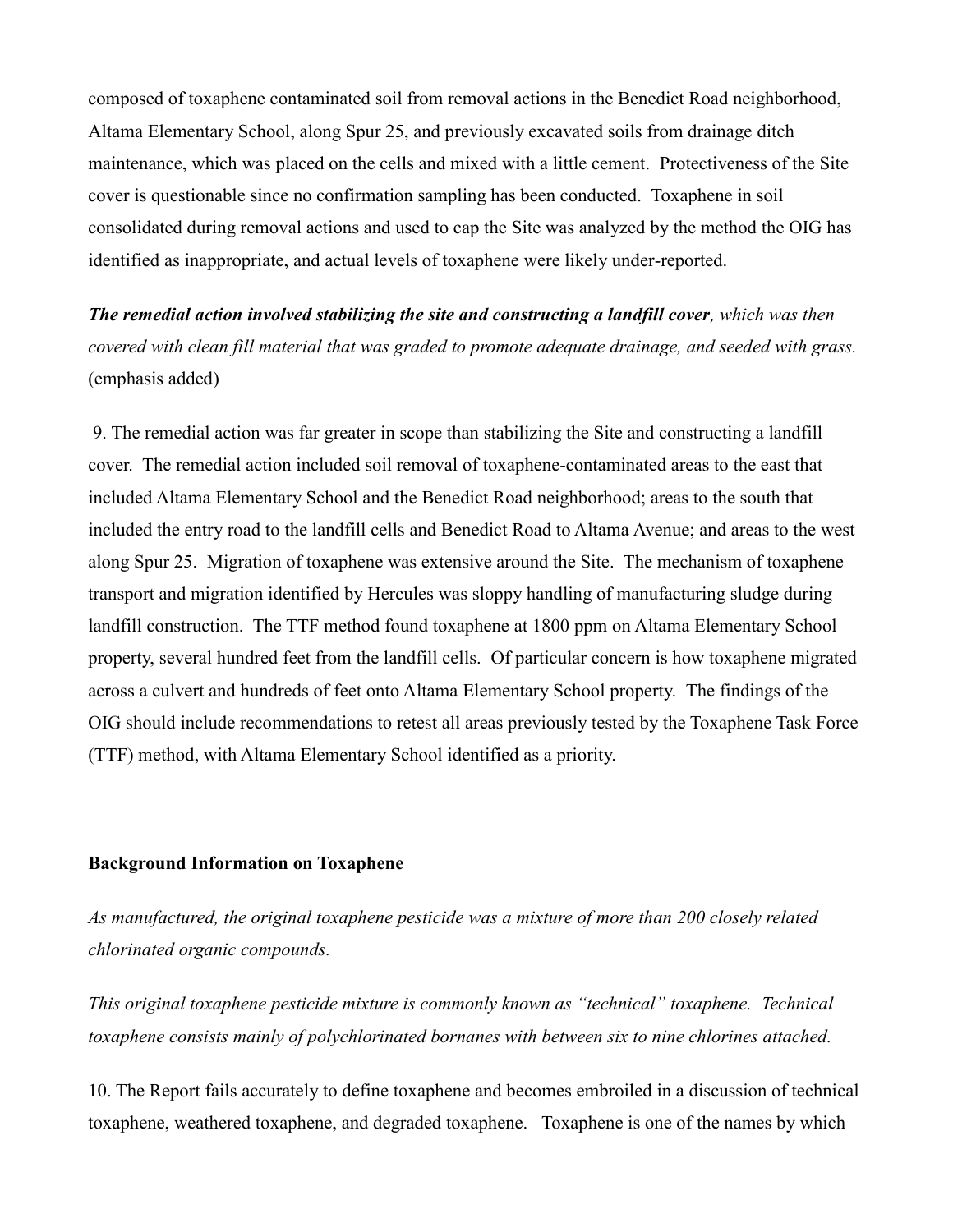composed of toxaphene contaminated soil from removal actions in the Benedict Road neighborhood, Altama Elementary School, along Spur 25, and previously excavated soils from drainage ditch maintenance, which was placed on the cells and mixed with a little cement. Protectiveness of the Site cover is questionable since no confirmation sampling has been conducted. Toxaphene in soil consolidated during removal actions and used to cap the Site was analyzed by the method the OIG has identified as inappropriate, and actual levels of toxaphene were likely under-reported.

***The remedial action involved stabilizing the site and constructing a landfill cover****, which was then covered with clean fill material that was graded to promote adequate drainage, and seeded with grass.* (emphasis added)

9. The remedial action was far greater in scope than stabilizing the Site and constructing a landfill cover. The remedial action included soil removal of toxaphene-contaminated areas to the east that included Altama Elementary School and the Benedict Road neighborhood; areas to the south that included the entry road to the landfill cells and Benedict Road to Altama Avenue; and areas to the west along Spur 25. Migration of toxaphene was extensive around the Site. The mechanism of toxaphene transport and migration identified by Hercules was sloppy handling of manufacturing sludge during landfill construction. The TTF method found toxaphene at 1800 ppm on Altama Elementary School property, several hundred feet from the landfill cells. Of particular concern is how toxaphene migrated across a culvert and hundreds of feet onto Altama Elementary School property. The findings of the OIG should include recommendations to retest all areas previously tested by the Toxaphene Task Force (TTF) method, with Altama Elementary School identified as a priority.

**Background Information on Toxaphene**

*As manufactured, the original toxaphene pesticide was a mixture of more than 200 closely related chlorinated organic compounds.*

*This original toxaphene pesticide mixture is commonly known as "technical" toxaphene. Technical toxaphene consists mainly of polychlorinated bornanes with between six to nine chlorines attached.*

10. The Report fails accurately to define toxaphene and becomes embroiled in a discussion of technical toxaphene, weathered toxaphene, and degraded toxaphene. Toxaphene is one of the names by which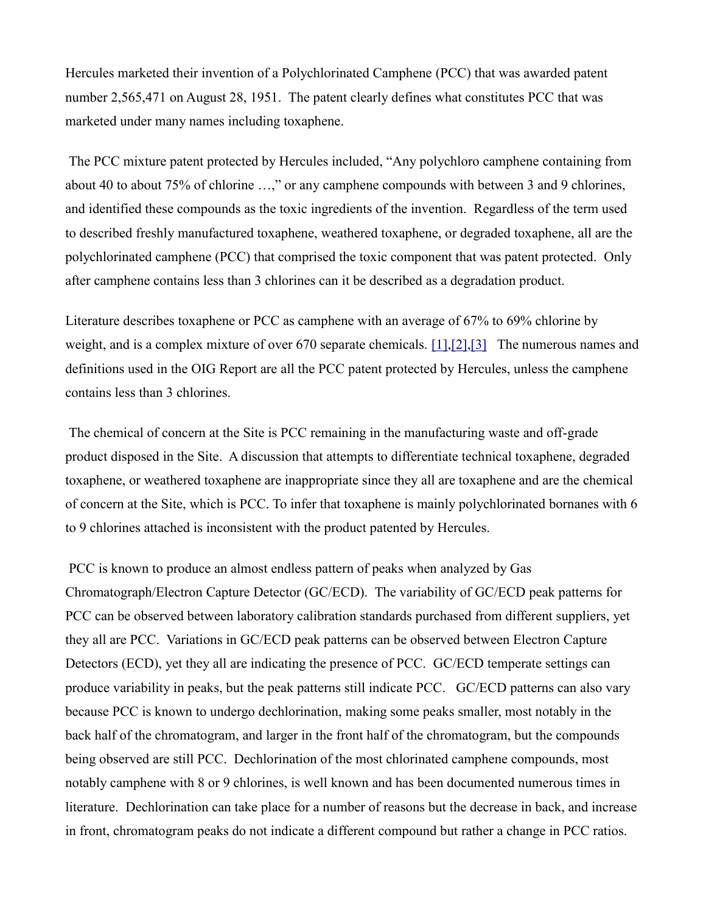Hercules marketed their invention of a Polychlorinated Camphene (PCC) that was awarded patent number 2,565,471 on August 28, 1951. The patent clearly defines what constitutes PCC that was marketed under many names including toxaphene.

The PCC mixture patent protected by Hercules included, "Any polychloro camphene containing from about 40 to about 75% of chlorine …," or any camphene compounds with between 3 and 9 chlorines, and identified these compounds as the toxic ingredients of the invention. Regardless of the term used to described freshly manufactured toxaphene, weathered toxaphene, or degraded toxaphene, all are the polychlorinated camphene (PCC) that comprised the toxic component that was patent protected. Only after camphene contains less than 3 chlorines can it be described as a degradation product.

Literature describes toxaphene or PCC as camphene with an average of 67% to 69% chlorine by weight, and is a complex mixture of over 670 separate chemicals. [1],[2],[3] The numerous names and definitions used in the OIG Report are all the PCC patent protected by Hercules, unless the camphene contains less than 3 chlorines.

The chemical of concern at the Site is PCC remaining in the manufacturing waste and off-grade product disposed in the Site. A discussion that attempts to differentiate technical toxaphene, degraded toxaphene, or weathered toxaphene are inappropriate since they all are toxaphene and are the chemical of concern at the Site, which is PCC. To infer that toxaphene is mainly polychlorinated bornanes with 6 to 9 chlorines attached is inconsistent with the product patented by Hercules.

PCC is known to produce an almost endless pattern of peaks when analyzed by Gas Chromatograph/Electron Capture Detector (GC/ECD). The variability of GC/ECD peak patterns for PCC can be observed between laboratory calibration standards purchased from different suppliers, yet they all are PCC. Variations in GC/ECD peak patterns can be observed between Electron Capture Detectors (ECD), yet they all are indicating the presence of PCC. GC/ECD temperate settings can produce variability in peaks, but the peak patterns still indicate PCC. GC/ECD patterns can also vary because PCC is known to undergo dechlorination, making some peaks smaller, most notably in the back half of the chromatogram, and larger in the front half of the chromatogram, but the compounds being observed are still PCC. Dechlorination of the most chlorinated camphene compounds, most notably camphene with 8 or 9 chlorines, is well known and has been documented numerous times in literature. Dechlorination can take place for a number of reasons but the decrease in back, and increase in front, chromatogram peaks do not indicate a different compound but rather a change in PCC ratios.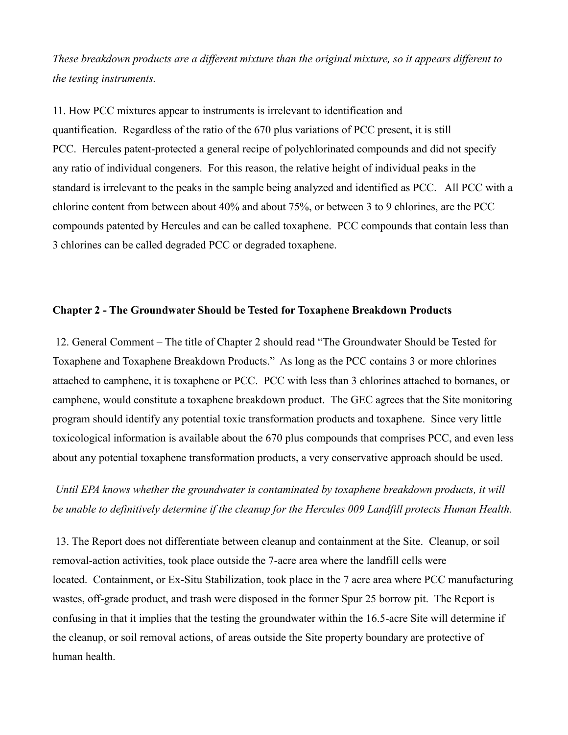*These breakdown products are a different mixture than the original mixture, so it appears different to the testing instruments.*

11. How PCC mixtures appear to instruments is irrelevant to identification and quantification. Regardless of the ratio of the 670 plus variations of PCC present, it is still PCC. Hercules patent-protected a general recipe of polychlorinated compounds and did not specify any ratio of individual congeners. For this reason, the relative height of individual peaks in the standard is irrelevant to the peaks in the sample being analyzed and identified as PCC. All PCC with a chlorine content from between about 40% and about 75%, or between 3 to 9 chlorines, are the PCC compounds patented by Hercules and can be called toxaphene. PCC compounds that contain less than 3 chlorines can be called degraded PCC or degraded toxaphene.

**Chapter 2 - The Groundwater Should be Tested for Toxaphene Breakdown Products**

12. General Comment – The title of Chapter 2 should read "The Groundwater Should be Tested for Toxaphene and Toxaphene Breakdown Products." As long as the PCC contains 3 or more chlorines attached to camphene, it is toxaphene or PCC. PCC with less than 3 chlorines attached to bornanes, or camphene, would constitute a toxaphene breakdown product. The GEC agrees that the Site monitoring program should identify any potential toxic transformation products and toxaphene. Since very little toxicological information is available about the 670 plus compounds that comprises PCC, and even less about any potential toxaphene transformation products, a very conservative approach should be used.

*Until EPA knows whether the groundwater is contaminated by toxaphene breakdown products, it will be unable to definitively determine if the cleanup for the Hercules 009 Landfill protects Human Health.*

13. The Report does not differentiate between cleanup and containment at the Site. Cleanup, or soil removal-action activities, took place outside the 7-acre area where the landfill cells were located. Containment, or Ex-Situ Stabilization, took place in the 7 acre area where PCC manufacturing wastes, off-grade product, and trash were disposed in the former Spur 25 borrow pit. The Report is confusing in that it implies that the testing the groundwater within the 16.5-acre Site will determine if the cleanup, or soil removal actions, of areas outside the Site property boundary are protective of human health.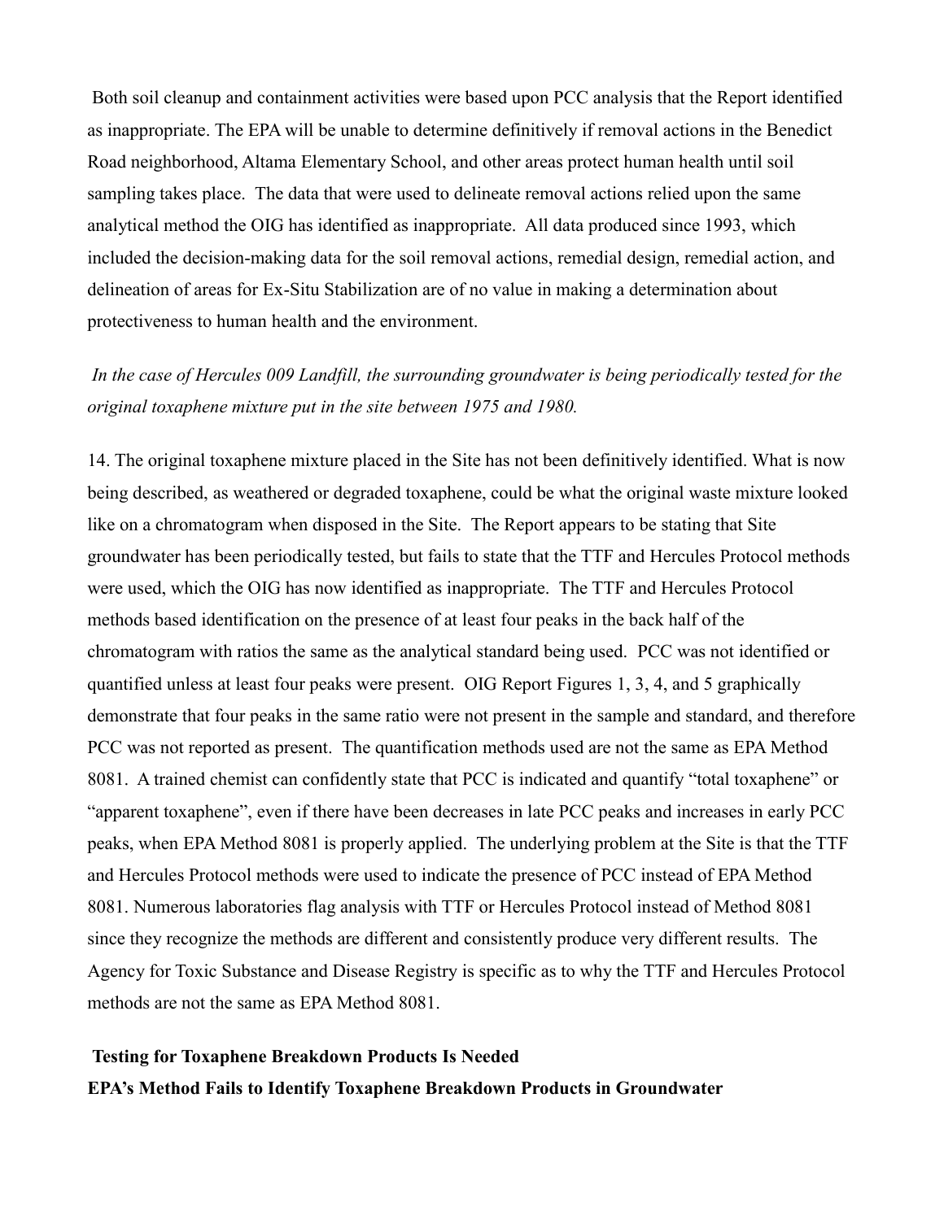Both soil cleanup and containment activities were based upon PCC analysis that the Report identified as inappropriate. The EPA will be unable to determine definitively if removal actions in the Benedict Road neighborhood, Altama Elementary School, and other areas protect human health until soil sampling takes place. The data that were used to delineate removal actions relied upon the same analytical method the OIG has identified as inappropriate. All data produced since 1993, which included the decision-making data for the soil removal actions, remedial design, remedial action, and delineation of areas for Ex-Situ Stabilization are of no value in making a determination about protectiveness to human health and the environment.

*In the case of Hercules 009 Landfill, the surrounding groundwater is being periodically tested for the original toxaphene mixture put in the site between 1975 and 1980.*

14. The original toxaphene mixture placed in the Site has not been definitively identified. What is now being described, as weathered or degraded toxaphene, could be what the original waste mixture looked like on a chromatogram when disposed in the Site. The Report appears to be stating that Site groundwater has been periodically tested, but fails to state that the TTF and Hercules Protocol methods were used, which the OIG has now identified as inappropriate. The TTF and Hercules Protocol methods based identification on the presence of at least four peaks in the back half of the chromatogram with ratios the same as the analytical standard being used. PCC was not identified or quantified unless at least four peaks were present. OIG Report Figures 1, 3, 4, and 5 graphically demonstrate that four peaks in the same ratio were not present in the sample and standard, and therefore PCC was not reported as present. The quantification methods used are not the same as EPA Method 8081. A trained chemist can confidently state that PCC is indicated and quantify "total toxaphene" or "apparent toxaphene", even if there have been decreases in late PCC peaks and increases in early PCC peaks, when EPA Method 8081 is properly applied. The underlying problem at the Site is that the TTF and Hercules Protocol methods were used to indicate the presence of PCC instead of EPA Method 8081. Numerous laboratories flag analysis with TTF or Hercules Protocol instead of Method 8081 since they recognize the methods are different and consistently produce very different results. The Agency for Toxic Substance and Disease Registry is specific as to why the TTF and Hercules Protocol methods are not the same as EPA Method 8081.

**Testing for Toxaphene Breakdown Products Is Needed**

**EPA's Method Fails to Identify Toxaphene Breakdown Products in Groundwater**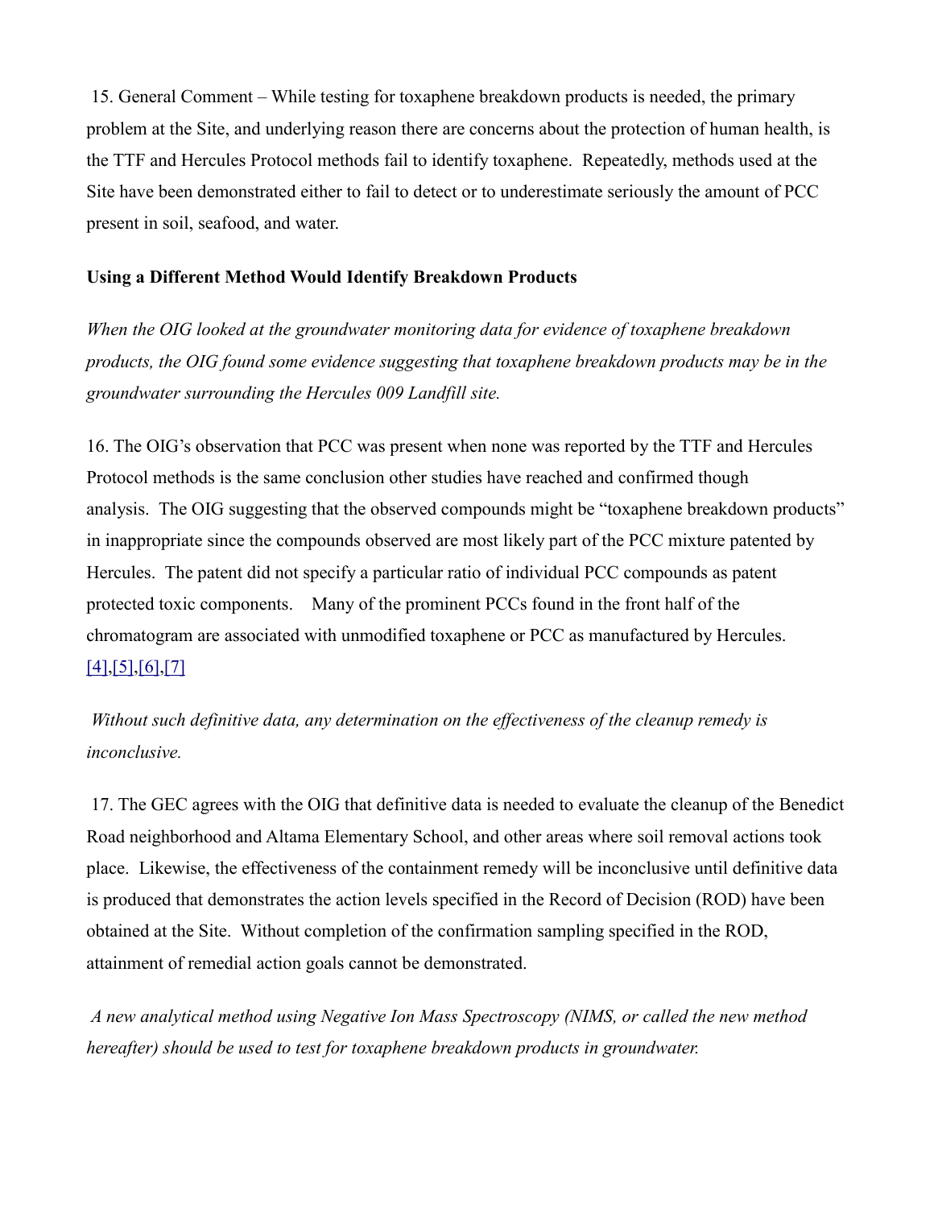15. General Comment – While testing for toxaphene breakdown products is needed, the primary problem at the Site, and underlying reason there are concerns about the protection of human health, is the TTF and Hercules Protocol methods fail to identify toxaphene. Repeatedly, methods used at the Site have been demonstrated either to fail to detect or to underestimate seriously the amount of PCC present in soil, seafood, and water.

**Using a Different Method Would Identify Breakdown Products**

*When the OIG looked at the groundwater monitoring data for evidence of toxaphene breakdown products, the OIG found some evidence suggesting that toxaphene breakdown products may be in the groundwater surrounding the Hercules 009 Landfill site.*

16. The OIG's observation that PCC was present when none was reported by the TTF and Hercules Protocol methods is the same conclusion other studies have reached and confirmed though analysis. The OIG suggesting that the observed compounds might be "toxaphene breakdown products" in inappropriate since the compounds observed are most likely part of the PCC mixture patented by Hercules. The patent did not specify a particular ratio of individual PCC compounds as patent protected toxic components. Many of the prominent PCCs found in the front half of the chromatogram are associated with unmodified toxaphene or PCC as manufactured by Hercules. [4],[5],[6],[7]

*Without such definitive data, any determination on the effectiveness of the cleanup remedy is inconclusive.*

17. The GEC agrees with the OIG that definitive data is needed to evaluate the cleanup of the Benedict Road neighborhood and Altama Elementary School, and other areas where soil removal actions took place. Likewise, the effectiveness of the containment remedy will be inconclusive until definitive data is produced that demonstrates the action levels specified in the Record of Decision (ROD) have been obtained at the Site. Without completion of the confirmation sampling specified in the ROD, attainment of remedial action goals cannot be demonstrated.

*A new analytical method using Negative Ion Mass Spectroscopy (NIMS, or called the new method hereafter) should be used to test for toxaphene breakdown products in groundwater.*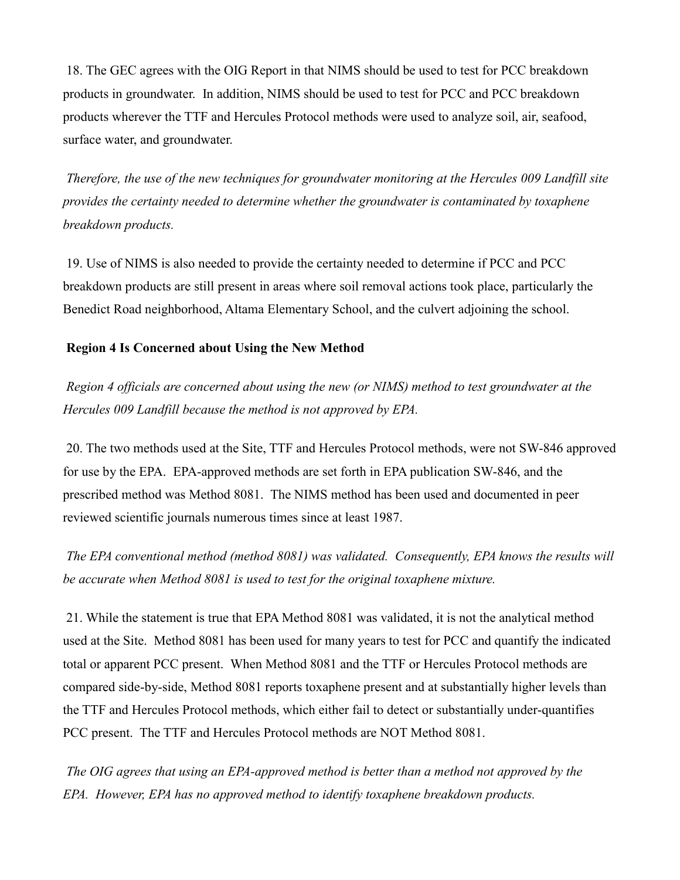18. The GEC agrees with the OIG Report in that NIMS should be used to test for PCC breakdown products in groundwater. In addition, NIMS should be used to test for PCC and PCC breakdown products wherever the TTF and Hercules Protocol methods were used to analyze soil, air, seafood, surface water, and groundwater.

*Therefore, the use of the new techniques for groundwater monitoring at the Hercules 009 Landfill site provides the certainty needed to determine whether the groundwater is contaminated by toxaphene breakdown products.*

19. Use of NIMS is also needed to provide the certainty needed to determine if PCC and PCC breakdown products are still present in areas where soil removal actions took place, particularly the Benedict Road neighborhood, Altama Elementary School, and the culvert adjoining the school.

**Region 4 Is Concerned about Using the New Method**

*Region 4 officials are concerned about using the new (or NIMS) method to test groundwater at the Hercules 009 Landfill because the method is not approved by EPA.*

20. The two methods used at the Site, TTF and Hercules Protocol methods, were not SW-846 approved for use by the EPA. EPA-approved methods are set forth in EPA publication SW-846, and the prescribed method was Method 8081. The NIMS method has been used and documented in peer reviewed scientific journals numerous times since at least 1987.

*The EPA conventional method (method 8081) was validated. Consequently, EPA knows the results will be accurate when Method 8081 is used to test for the original toxaphene mixture.*

21. While the statement is true that EPA Method 8081 was validated, it is not the analytical method used at the Site. Method 8081 has been used for many years to test for PCC and quantify the indicated total or apparent PCC present. When Method 8081 and the TTF or Hercules Protocol methods are compared side-by-side, Method 8081 reports toxaphene present and at substantially higher levels than the TTF and Hercules Protocol methods, which either fail to detect or substantially under-quantifies PCC present. The TTF and Hercules Protocol methods are NOT Method 8081.

*The OIG agrees that using an EPA-approved method is better than a method not approved by the EPA. However, EPA has no approved method to identify toxaphene breakdown products.*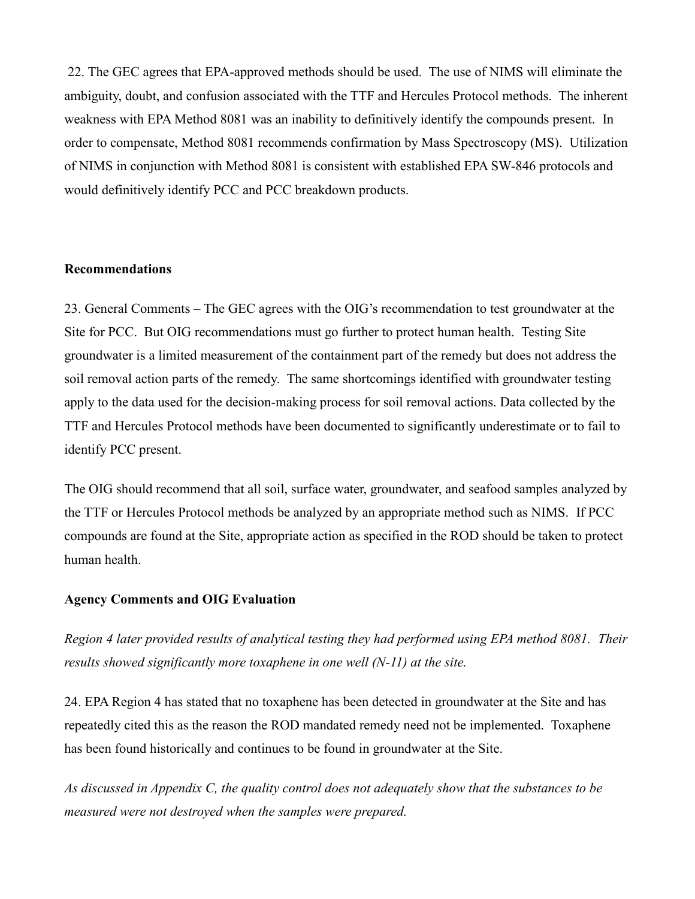22. The GEC agrees that EPA-approved methods should be used. The use of NIMS will eliminate the ambiguity, doubt, and confusion associated with the TTF and Hercules Protocol methods. The inherent weakness with EPA Method 8081 was an inability to definitively identify the compounds present. In order to compensate, Method 8081 recommends confirmation by Mass Spectroscopy (MS). Utilization of NIMS in conjunction with Method 8081 is consistent with established EPA SW-846 protocols and would definitively identify PCC and PCC breakdown products.

**Recommendations**

23. General Comments – The GEC agrees with the OIG's recommendation to test groundwater at the Site for PCC. But OIG recommendations must go further to protect human health. Testing Site groundwater is a limited measurement of the containment part of the remedy but does not address the soil removal action parts of the remedy. The same shortcomings identified with groundwater testing apply to the data used for the decision-making process for soil removal actions. Data collected by the TTF and Hercules Protocol methods have been documented to significantly underestimate or to fail to identify PCC present.

The OIG should recommend that all soil, surface water, groundwater, and seafood samples analyzed by the TTF or Hercules Protocol methods be analyzed by an appropriate method such as NIMS. If PCC compounds are found at the Site, appropriate action as specified in the ROD should be taken to protect human health.

**Agency Comments and OIG Evaluation**

*Region 4 later provided results of analytical testing they had performed using EPA method 8081. Their results showed significantly more toxaphene in one well (N-11) at the site.*

24. EPA Region 4 has stated that no toxaphene has been detected in groundwater at the Site and has repeatedly cited this as the reason the ROD mandated remedy need not be implemented. Toxaphene has been found historically and continues to be found in groundwater at the Site.

*As discussed in Appendix C, the quality control does not adequately show that the substances to be measured were not destroyed when the samples were prepared.*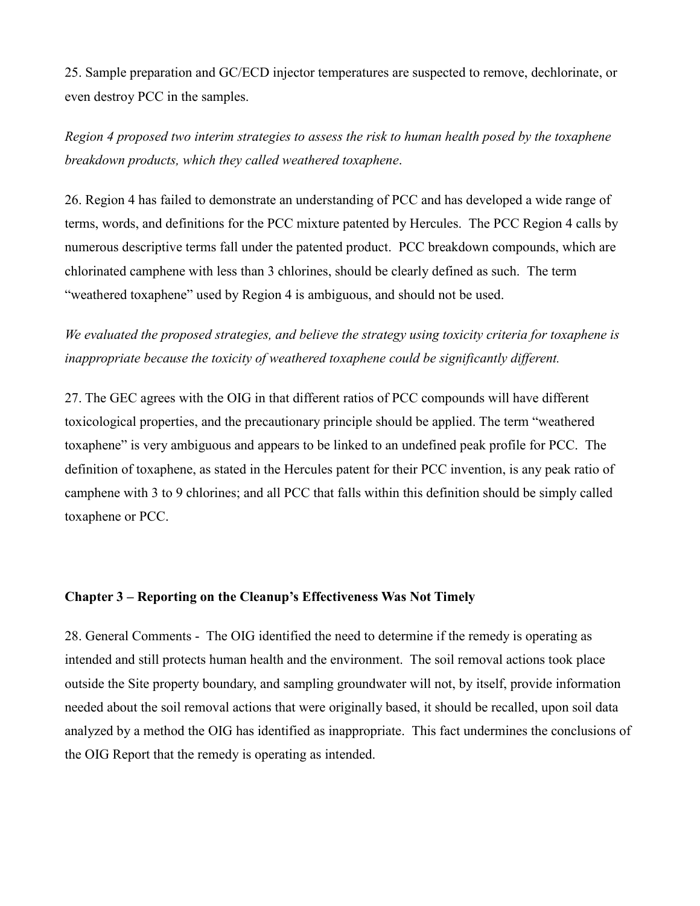25. Sample preparation and GC/ECD injector temperatures are suspected to remove, dechlorinate, or even destroy PCC in the samples.

*Region 4 proposed two interim strategies to assess the risk to human health posed by the toxaphene breakdown products, which they called weathered toxaphene.*

26. Region 4 has failed to demonstrate an understanding of PCC and has developed a wide range of terms, words, and definitions for the PCC mixture patented by Hercules. The PCC Region 4 calls by numerous descriptive terms fall under the patented product. PCC breakdown compounds, which are chlorinated camphene with less than 3 chlorines, should be clearly defined as such. The term "weathered toxaphene" used by Region 4 is ambiguous, and should not be used.

*We evaluated the proposed strategies, and believe the strategy using toxicity criteria for toxaphene is inappropriate because the toxicity of weathered toxaphene could be significantly different.*

27. The GEC agrees with the OIG in that different ratios of PCC compounds will have different toxicological properties, and the precautionary principle should be applied. The term "weathered toxaphene" is very ambiguous and appears to be linked to an undefined peak profile for PCC. The definition of toxaphene, as stated in the Hercules patent for their PCC invention, is any peak ratio of camphene with 3 to 9 chlorines; and all PCC that falls within this definition should be simply called toxaphene or PCC.

**Chapter 3 – Reporting on the Cleanup's Effectiveness Was Not Timely**

28. General Comments - The OIG identified the need to determine if the remedy is operating as intended and still protects human health and the environment. The soil removal actions took place outside the Site property boundary, and sampling groundwater will not, by itself, provide information needed about the soil removal actions that were originally based, it should be recalled, upon soil data analyzed by a method the OIG has identified as inappropriate. This fact undermines the conclusions of the OIG Report that the remedy is operating as intended.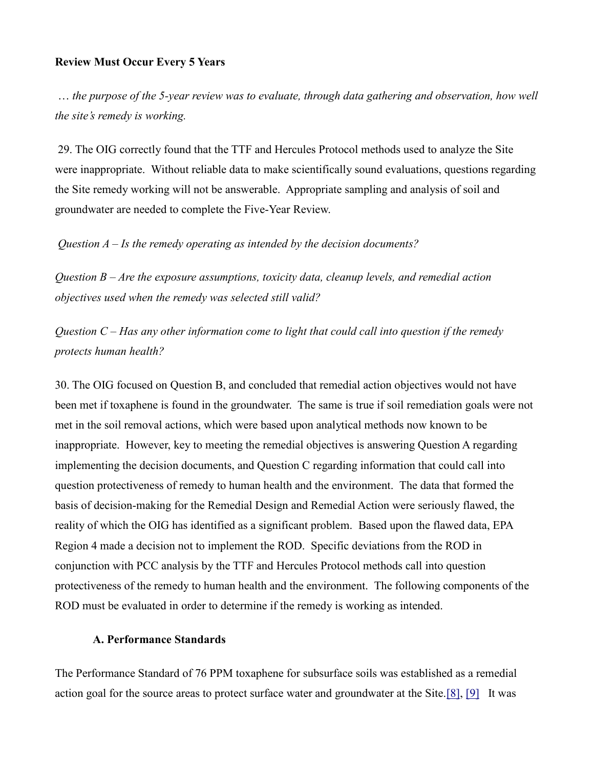**Review Must Occur Every 5 Years**

*… the purpose of the 5-year review was to evaluate, through data gathering and observation, how well the site's remedy is working.*

29. The OIG correctly found that the TTF and Hercules Protocol methods used to analyze the Site were inappropriate. Without reliable data to make scientifically sound evaluations, questions regarding the Site remedy working will not be answerable. Appropriate sampling and analysis of soil and groundwater are needed to complete the Five-Year Review.

*Question A – Is the remedy operating as intended by the decision documents?*

*Question B – Are the exposure assumptions, toxicity data, cleanup levels, and remedial action objectives used when the remedy was selected still valid?*

*Question C – Has any other information come to light that could call into question if the remedy protects human health?*

30. The OIG focused on Question B, and concluded that remedial action objectives would not have been met if toxaphene is found in the groundwater. The same is true if soil remediation goals were not met in the soil removal actions, which were based upon analytical methods now known to be inappropriate. However, key to meeting the remedial objectives is answering Question A regarding implementing the decision documents, and Question C regarding information that could call into question protectiveness of remedy to human health and the environment. The data that formed the basis of decision-making for the Remedial Design and Remedial Action were seriously flawed, the reality of which the OIG has identified as a significant problem. Based upon the flawed data, EPA Region 4 made a decision not to implement the ROD. Specific deviations from the ROD in conjunction with PCC analysis by the TTF and Hercules Protocol methods call into question protectiveness of the remedy to human health and the environment. The following components of the ROD must be evaluated in order to determine if the remedy is working as intended.

**A. Performance Standards**

The Performance Standard of 76 PPM toxaphene for subsurface soils was established as a remedial action goal for the source areas to protect surface water and groundwater at the Site.[8], [9] It was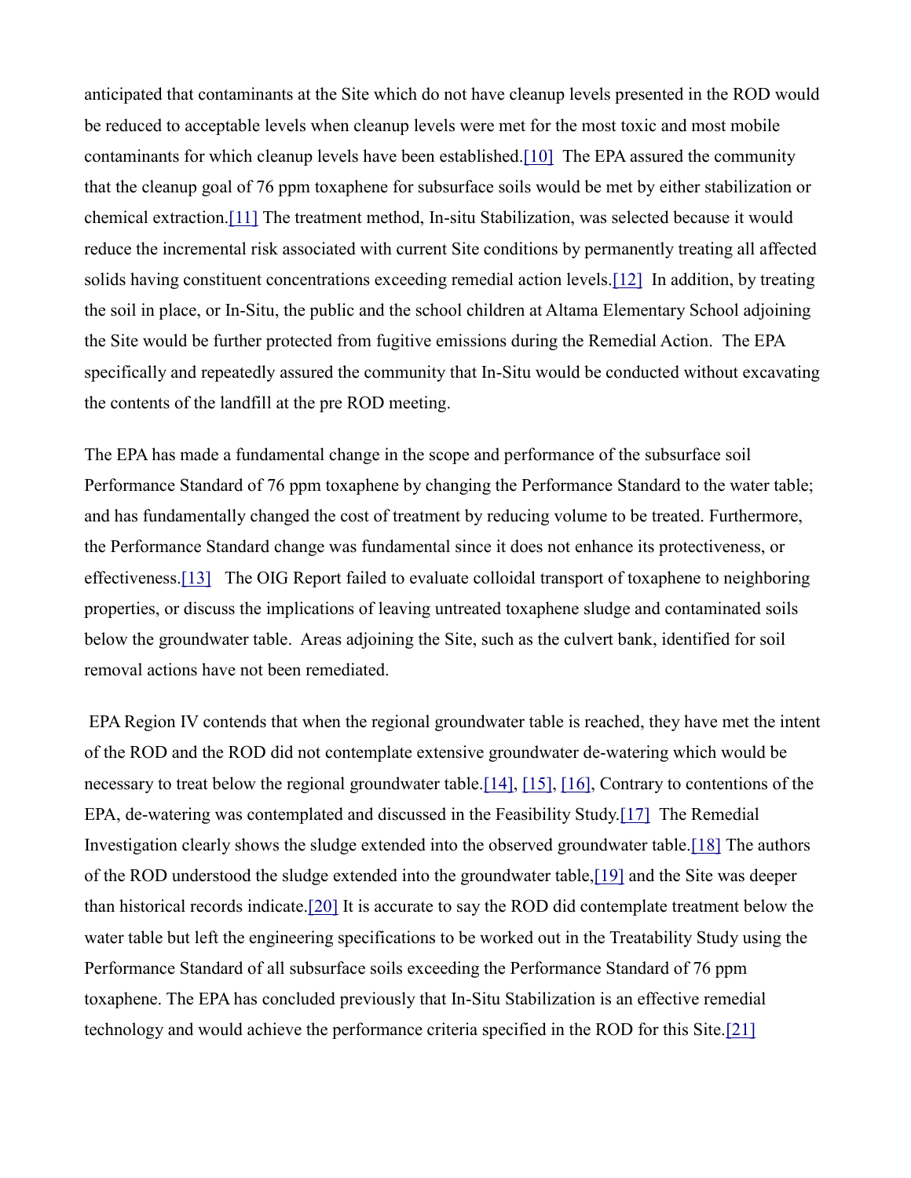anticipated that contaminants at the Site which do not have cleanup levels presented in the ROD would be reduced to acceptable levels when cleanup levels were met for the most toxic and most mobile contaminants for which cleanup levels have been established.[10] The EPA assured the community that the cleanup goal of 76 ppm toxaphene for subsurface soils would be met by either stabilization or chemical extraction.[11] The treatment method, In-situ Stabilization, was selected because it would reduce the incremental risk associated with current Site conditions by permanently treating all affected solids having constituent concentrations exceeding remedial action levels.[12] In addition, by treating the soil in place, or In-Situ, the public and the school children at Altama Elementary School adjoining the Site would be further protected from fugitive emissions during the Remedial Action. The EPA specifically and repeatedly assured the community that In-Situ would be conducted without excavating the contents of the landfill at the pre ROD meeting.

The EPA has made a fundamental change in the scope and performance of the subsurface soil Performance Standard of 76 ppm toxaphene by changing the Performance Standard to the water table; and has fundamentally changed the cost of treatment by reducing volume to be treated. Furthermore, the Performance Standard change was fundamental since it does not enhance its protectiveness, or effectiveness.[13] The OIG Report failed to evaluate colloidal transport of toxaphene to neighboring properties, or discuss the implications of leaving untreated toxaphene sludge and contaminated soils below the groundwater table. Areas adjoining the Site, such as the culvert bank, identified for soil removal actions have not been remediated.

EPA Region IV contends that when the regional groundwater table is reached, they have met the intent of the ROD and the ROD did not contemplate extensive groundwater de-watering which would be necessary to treat below the regional groundwater table.[14], [15], [16], Contrary to contentions of the EPA, de-watering was contemplated and discussed in the Feasibility Study.[17] The Remedial Investigation clearly shows the sludge extended into the observed groundwater table.[18] The authors of the ROD understood the sludge extended into the groundwater table,[19] and the Site was deeper than historical records indicate.[20] It is accurate to say the ROD did contemplate treatment below the water table but left the engineering specifications to be worked out in the Treatability Study using the Performance Standard of all subsurface soils exceeding the Performance Standard of 76 ppm toxaphene. The EPA has concluded previously that In-Situ Stabilization is an effective remedial technology and would achieve the performance criteria specified in the ROD for this Site.[21]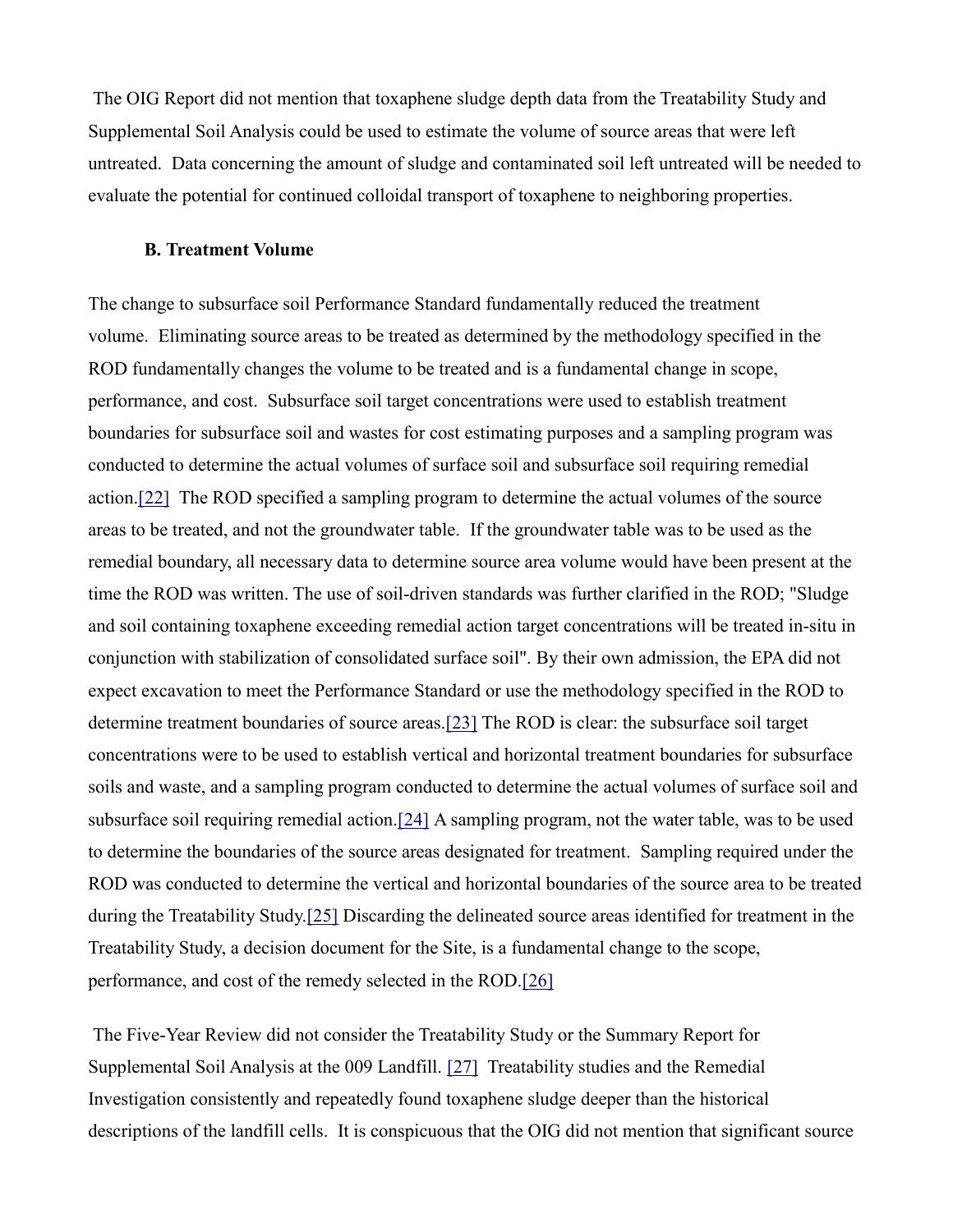The OIG Report did not mention that toxaphene sludge depth data from the Treatability Study and Supplemental Soil Analysis could be used to estimate the volume of source areas that were left untreated. Data concerning the amount of sludge and contaminated soil left untreated will be needed to evaluate the potential for continued colloidal transport of toxaphene to neighboring properties.

### B. Treatment Volume

The change to subsurface soil Performance Standard fundamentally reduced the treatment volume. Eliminating source areas to be treated as determined by the methodology specified in the ROD fundamentally changes the volume to be treated and is a fundamental change in scope, performance, and cost. Subsurface soil target concentrations were used to establish treatment boundaries for subsurface soil and wastes for cost estimating purposes and a sampling program was conducted to determine the actual volumes of surface soil and subsurface soil requiring remedial action.[22] The ROD specified a sampling program to determine the actual volumes of the source areas to be treated, and not the groundwater table. If the groundwater table was to be used as the remedial boundary, all necessary data to determine source area volume would have been present at the time the ROD was written. The use of soil-driven standards was further clarified in the ROD; "Sludge and soil containing toxaphene exceeding remedial action target concentrations will be treated in-situ in conjunction with stabilization of consolidated surface soil". By their own admission, the EPA did not expect excavation to meet the Performance Standard or use the methodology specified in the ROD to determine treatment boundaries of source areas.[23] The ROD is clear: the subsurface soil target concentrations were to be used to establish vertical and horizontal treatment boundaries for subsurface soils and waste, and a sampling program conducted to determine the actual volumes of surface soil and subsurface soil requiring remedial action.[24] A sampling program, not the water table, was to be used to determine the boundaries of the source areas designated for treatment. Sampling required under the ROD was conducted to determine the vertical and horizontal boundaries of the source area to be treated during the Treatability Study.[25] Discarding the delineated source areas identified for treatment in the Treatability Study, a decision document for the Site, is a fundamental change to the scope, performance, and cost of the remedy selected in the ROD.[26]

The Five-Year Review did not consider the Treatability Study or the Summary Report for Supplemental Soil Analysis at the 009 Landfill. [27] Treatability studies and the Remedial Investigation consistently and repeatedly found toxaphene sludge deeper than the historical descriptions of the landfill cells. It is conspicuous that the OIG did not mention that significant source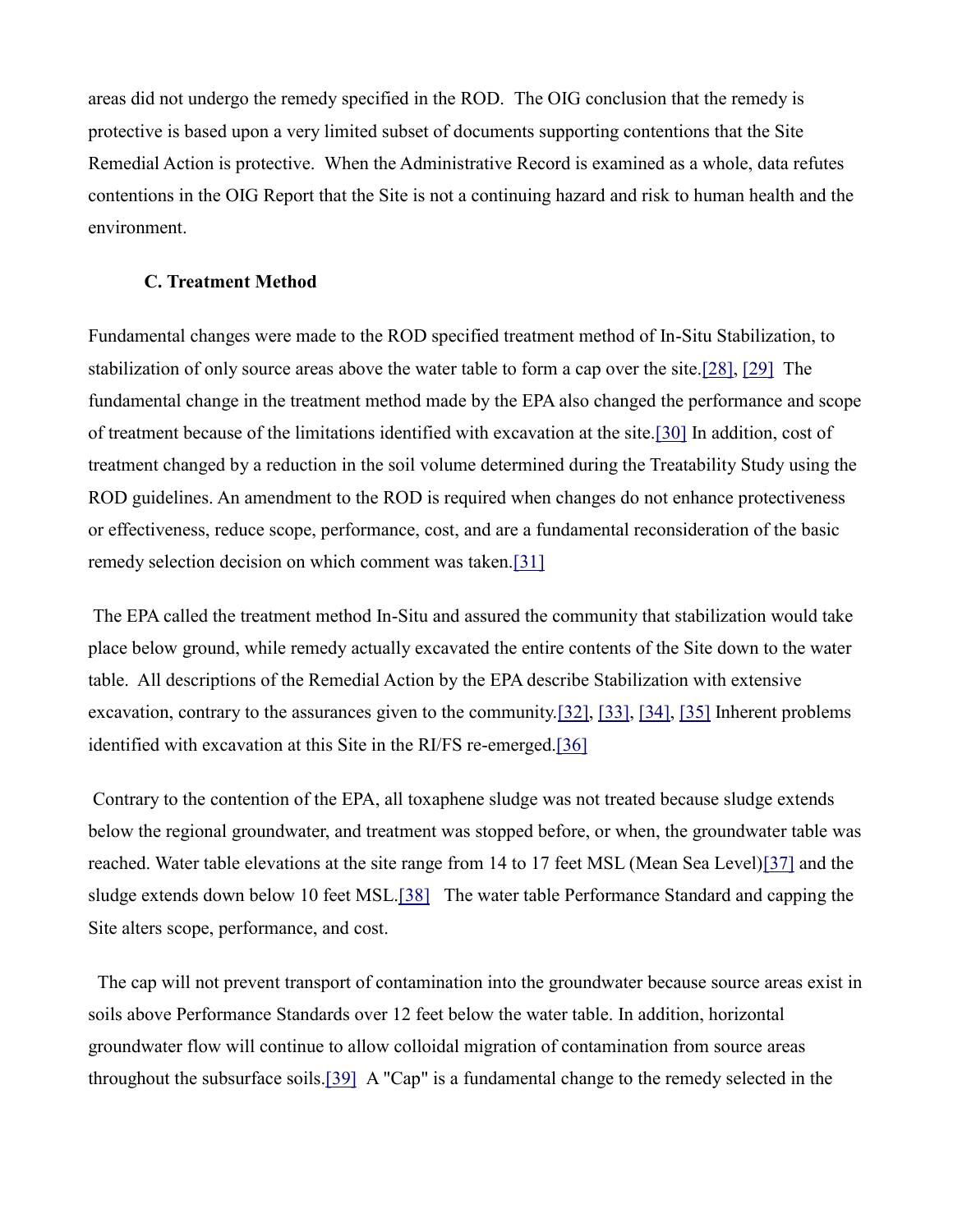areas did not undergo the remedy specified in the ROD. The OIG conclusion that the remedy is protective is based upon a very limited subset of documents supporting contentions that the Site Remedial Action is protective. When the Administrative Record is examined as a whole, data refutes contentions in the OIG Report that the Site is not a continuing hazard and risk to human health and the environment.

### C. Treatment Method

Fundamental changes were made to the ROD specified treatment method of In-Situ Stabilization, to stabilization of only source areas above the water table to form a cap over the site.[28], [29] The fundamental change in the treatment method made by the EPA also changed the performance and scope of treatment because of the limitations identified with excavation at the site.[30] In addition, cost of treatment changed by a reduction in the soil volume determined during the Treatability Study using the ROD guidelines. An amendment to the ROD is required when changes do not enhance protectiveness or effectiveness, reduce scope, performance, cost, and are a fundamental reconsideration of the basic remedy selection decision on which comment was taken.[31]

The EPA called the treatment method In-Situ and assured the community that stabilization would take place below ground, while remedy actually excavated the entire contents of the Site down to the water table. All descriptions of the Remedial Action by the EPA describe Stabilization with extensive excavation, contrary to the assurances given to the community.[32], [33], [34], [35] Inherent problems identified with excavation at this Site in the RI/FS re-emerged.[36]

Contrary to the contention of the EPA, all toxaphene sludge was not treated because sludge extends below the regional groundwater, and treatment was stopped before, or when, the groundwater table was reached. Water table elevations at the site range from 14 to 17 feet MSL (Mean Sea Level)[37] and the sludge extends down below 10 feet MSL.[38] The water table Performance Standard and capping the Site alters scope, performance, and cost.

The cap will not prevent transport of contamination into the groundwater because source areas exist in soils above Performance Standards over 12 feet below the water table. In addition, horizontal groundwater flow will continue to allow colloidal migration of contamination from source areas throughout the subsurface soils.[39] A "Cap" is a fundamental change to the remedy selected in the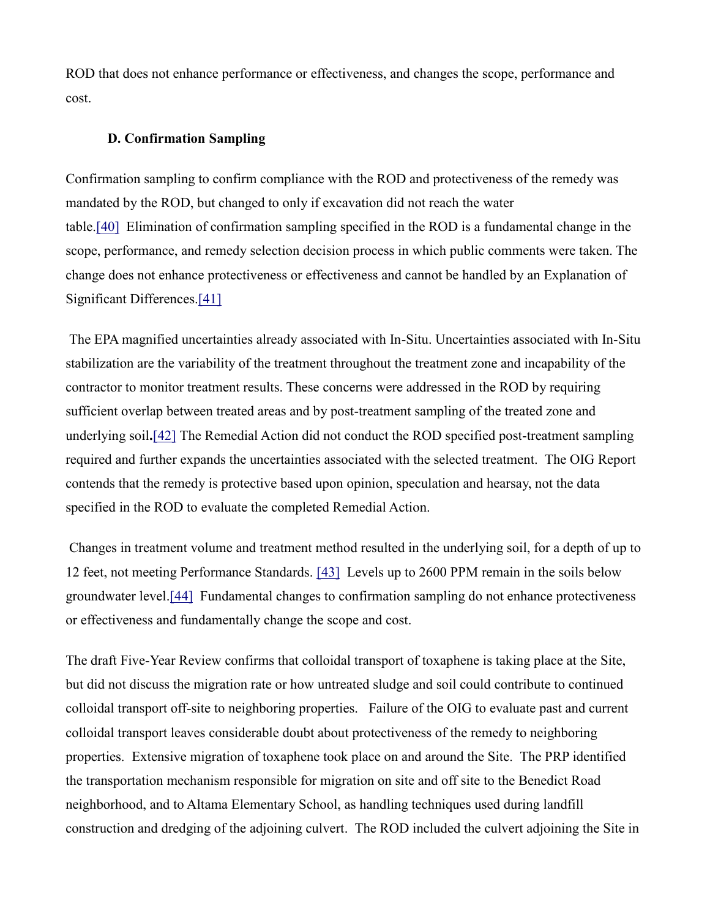ROD that does not enhance performance or effectiveness, and changes the scope, performance and cost.

### D. Confirmation Sampling

Confirmation sampling to confirm compliance with the ROD and protectiveness of the remedy was mandated by the ROD, but changed to only if excavation did not reach the water table.[40] Elimination of confirmation sampling specified in the ROD is a fundamental change in the scope, performance, and remedy selection decision process in which public comments were taken. The change does not enhance protectiveness or effectiveness and cannot be handled by an Explanation of Significant Differences.[41]

The EPA magnified uncertainties already associated with In-Situ. Uncertainties associated with In-Situ stabilization are the variability of the treatment throughout the treatment zone and incapability of the contractor to monitor treatment results. These concerns were addressed in the ROD by requiring sufficient overlap between treated areas and by post-treatment sampling of the treated zone and underlying soil**.**[42] The Remedial Action did not conduct the ROD specified post-treatment sampling required and further expands the uncertainties associated with the selected treatment. The OIG Report contends that the remedy is protective based upon opinion, speculation and hearsay, not the data specified in the ROD to evaluate the completed Remedial Action.

Changes in treatment volume and treatment method resulted in the underlying soil, for a depth of up to 12 feet, not meeting Performance Standards. [43] Levels up to 2600 PPM remain in the soils below groundwater level.[44] Fundamental changes to confirmation sampling do not enhance protectiveness or effectiveness and fundamentally change the scope and cost.

The draft Five-Year Review confirms that colloidal transport of toxaphene is taking place at the Site, but did not discuss the migration rate or how untreated sludge and soil could contribute to continued colloidal transport off-site to neighboring properties. Failure of the OIG to evaluate past and current colloidal transport leaves considerable doubt about protectiveness of the remedy to neighboring properties. Extensive migration of toxaphene took place on and around the Site. The PRP identified the transportation mechanism responsible for migration on site and off site to the Benedict Road neighborhood, and to Altama Elementary School, as handling techniques used during landfill construction and dredging of the adjoining culvert. The ROD included the culvert adjoining the Site in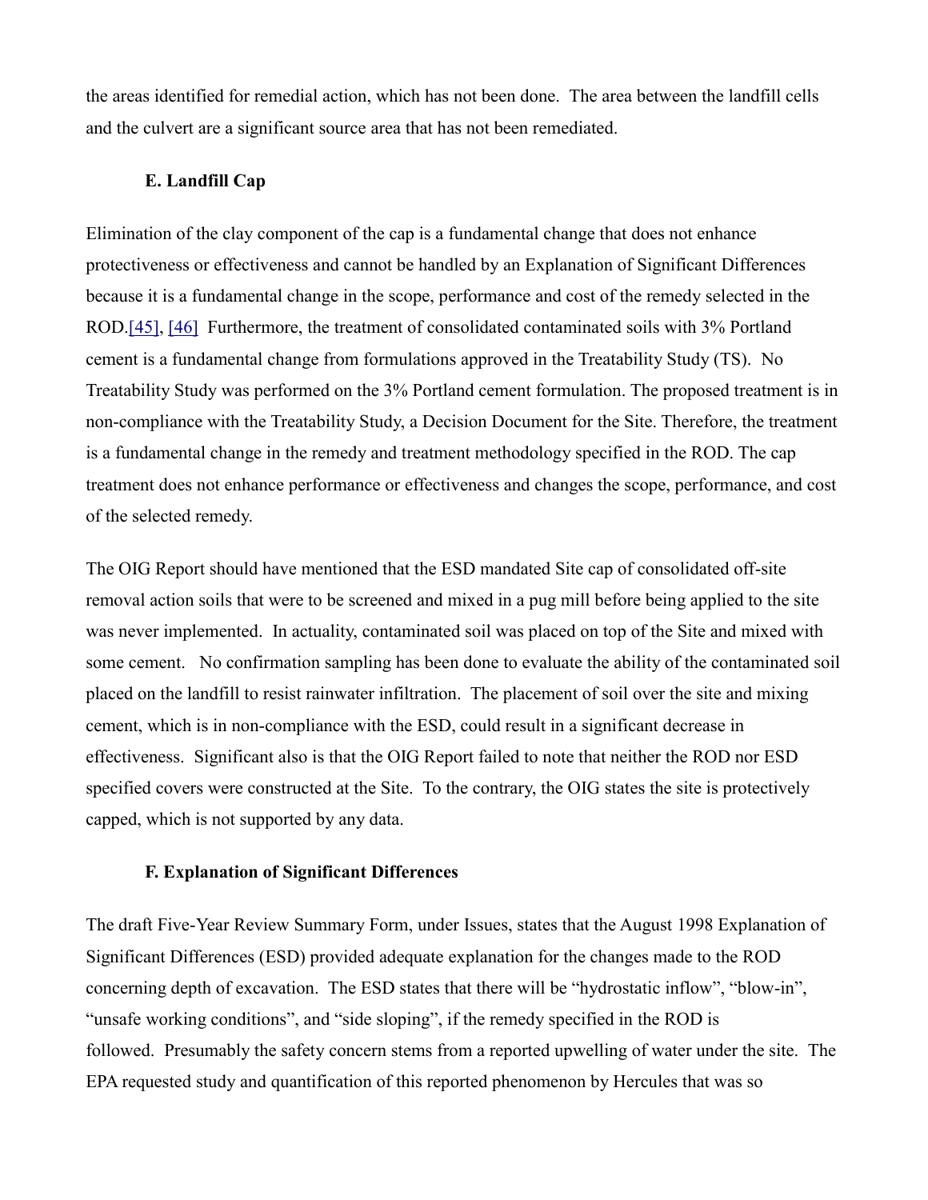the areas identified for remedial action, which has not been done. The area between the landfill cells and the culvert are a significant source area that has not been remediated.

### E. Landfill Cap

Elimination of the clay component of the cap is a fundamental change that does not enhance protectiveness or effectiveness and cannot be handled by an Explanation of Significant Differences because it is a fundamental change in the scope, performance and cost of the remedy selected in the ROD.[45], [46] Furthermore, the treatment of consolidated contaminated soils with 3% Portland cement is a fundamental change from formulations approved in the Treatability Study (TS). No Treatability Study was performed on the 3% Portland cement formulation. The proposed treatment is in non-compliance with the Treatability Study, a Decision Document for the Site. Therefore, the treatment is a fundamental change in the remedy and treatment methodology specified in the ROD. The cap treatment does not enhance performance or effectiveness and changes the scope, performance, and cost of the selected remedy.

The OIG Report should have mentioned that the ESD mandated Site cap of consolidated off-site removal action soils that were to be screened and mixed in a pug mill before being applied to the site was never implemented. In actuality, contaminated soil was placed on top of the Site and mixed with some cement. No confirmation sampling has been done to evaluate the ability of the contaminated soil placed on the landfill to resist rainwater infiltration. The placement of soil over the site and mixing cement, which is in non-compliance with the ESD, could result in a significant decrease in effectiveness. Significant also is that the OIG Report failed to note that neither the ROD nor ESD specified covers were constructed at the Site. To the contrary, the OIG states the site is protectively capped, which is not supported by any data.

### F. Explanation of Significant Differences

The draft Five-Year Review Summary Form, under Issues, states that the August 1998 Explanation of Significant Differences (ESD) provided adequate explanation for the changes made to the ROD concerning depth of excavation. The ESD states that there will be "hydrostatic inflow", "blow-in", "unsafe working conditions", and "side sloping", if the remedy specified in the ROD is followed. Presumably the safety concern stems from a reported upwelling of water under the site. The EPA requested study and quantification of this reported phenomenon by Hercules that was so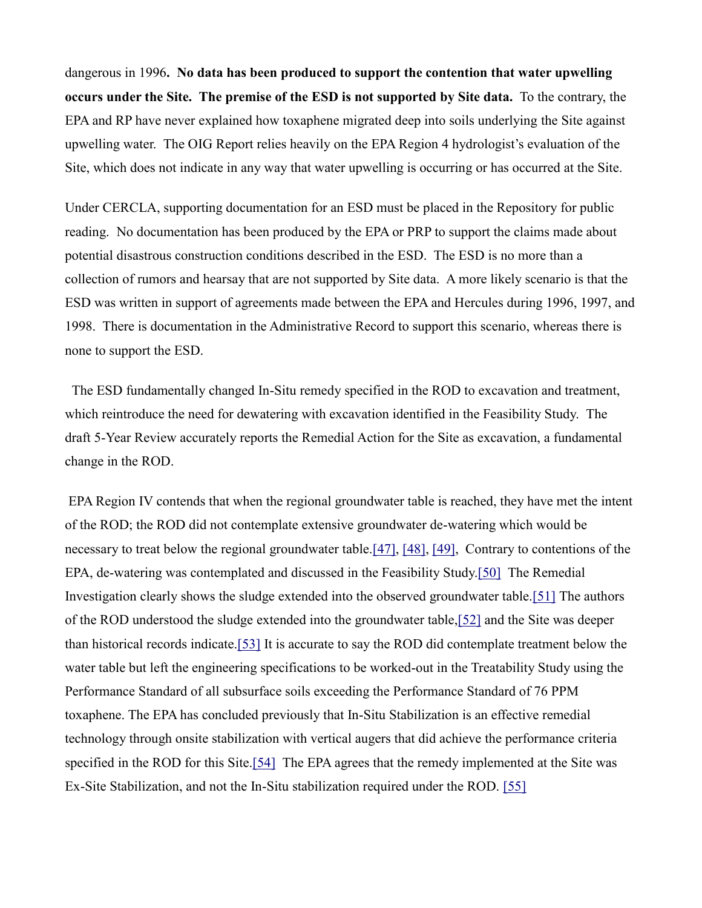dangerous in 1996**. No data has been produced to support the contention that water upwelling occurs under the Site. The premise of the ESD is not supported by Site data.** To the contrary, the EPA and RP have never explained how toxaphene migrated deep into soils underlying the Site against upwelling water. The OIG Report relies heavily on the EPA Region 4 hydrologist's evaluation of the Site, which does not indicate in any way that water upwelling is occurring or has occurred at the Site.

Under CERCLA, supporting documentation for an ESD must be placed in the Repository for public reading. No documentation has been produced by the EPA or PRP to support the claims made about potential disastrous construction conditions described in the ESD. The ESD is no more than a collection of rumors and hearsay that are not supported by Site data. A more likely scenario is that the ESD was written in support of agreements made between the EPA and Hercules during 1996, 1997, and 1998. There is documentation in the Administrative Record to support this scenario, whereas there is none to support the ESD.

The ESD fundamentally changed In-Situ remedy specified in the ROD to excavation and treatment, which reintroduce the need for dewatering with excavation identified in the Feasibility Study. The draft 5-Year Review accurately reports the Remedial Action for the Site as excavation, a fundamental change in the ROD.

EPA Region IV contends that when the regional groundwater table is reached, they have met the intent of the ROD; the ROD did not contemplate extensive groundwater de-watering which would be necessary to treat below the regional groundwater table.[47], [48], [49], Contrary to contentions of the EPA, de-watering was contemplated and discussed in the Feasibility Study.[50] The Remedial Investigation clearly shows the sludge extended into the observed groundwater table.[51] The authors of the ROD understood the sludge extended into the groundwater table,[52] and the Site was deeper than historical records indicate.[53] It is accurate to say the ROD did contemplate treatment below the water table but left the engineering specifications to be worked-out in the Treatability Study using the Performance Standard of all subsurface soils exceeding the Performance Standard of 76 PPM toxaphene. The EPA has concluded previously that In-Situ Stabilization is an effective remedial technology through onsite stabilization with vertical augers that did achieve the performance criteria specified in the ROD for this Site.[54] The EPA agrees that the remedy implemented at the Site was Ex-Site Stabilization, and not the In-Situ stabilization required under the ROD. [55]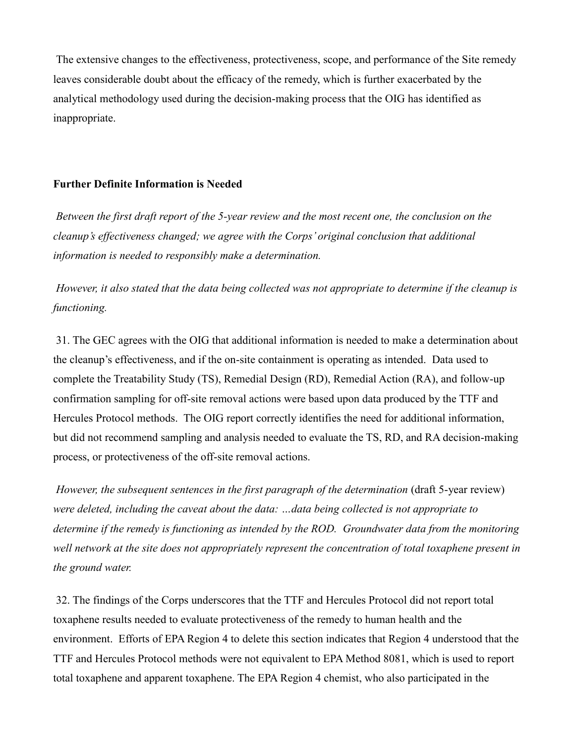The extensive changes to the effectiveness, protectiveness, scope, and performance of the Site remedy leaves considerable doubt about the efficacy of the remedy, which is further exacerbated by the analytical methodology used during the decision-making process that the OIG has identified as inappropriate.

**Further Definite Information is Needed**

*Between the first draft report of the 5-year review and the most recent one, the conclusion on the cleanup's effectiveness changed; we agree with the Corps' original conclusion that additional information is needed to responsibly make a determination.*

*However, it also stated that the data being collected was not appropriate to determine if the cleanup is functioning.*

31. The GEC agrees with the OIG that additional information is needed to make a determination about the cleanup's effectiveness, and if the on-site containment is operating as intended. Data used to complete the Treatability Study (TS), Remedial Design (RD), Remedial Action (RA), and follow-up confirmation sampling for off-site removal actions were based upon data produced by the TTF and Hercules Protocol methods. The OIG report correctly identifies the need for additional information, but did not recommend sampling and analysis needed to evaluate the TS, RD, and RA decision-making process, or protectiveness of the off-site removal actions.

*However, the subsequent sentences in the first paragraph of the determination* (draft 5-year review) *were deleted, including the caveat about the data: …data being collected is not appropriate to determine if the remedy is functioning as intended by the ROD. Groundwater data from the monitoring well network at the site does not appropriately represent the concentration of total toxaphene present in the ground water.*

32. The findings of the Corps underscores that the TTF and Hercules Protocol did not report total toxaphene results needed to evaluate protectiveness of the remedy to human health and the environment. Efforts of EPA Region 4 to delete this section indicates that Region 4 understood that the TTF and Hercules Protocol methods were not equivalent to EPA Method 8081, which is used to report total toxaphene and apparent toxaphene. The EPA Region 4 chemist, who also participated in the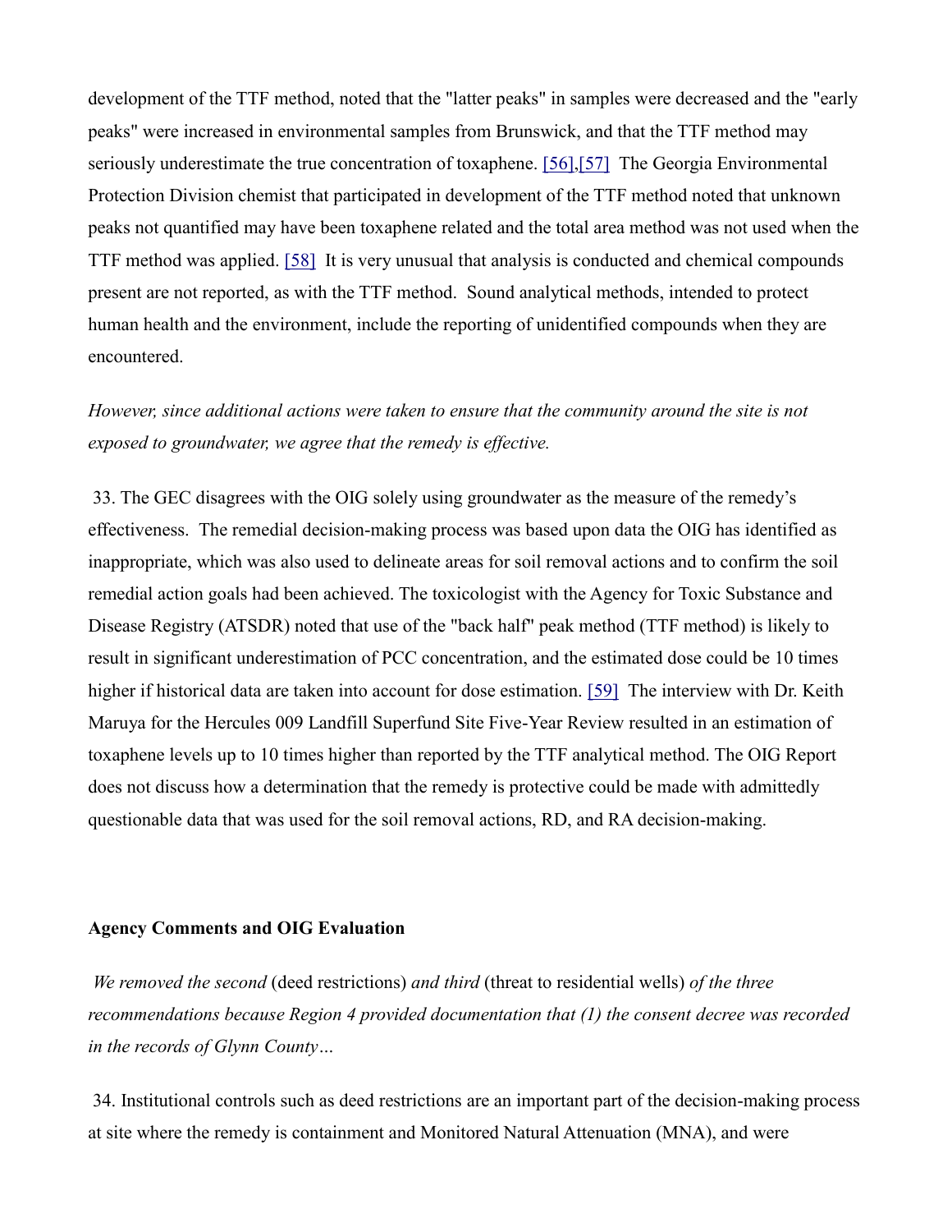development of the TTF method, noted that the "latter peaks" in samples were decreased and the "early peaks" were increased in environmental samples from Brunswick, and that the TTF method may seriously underestimate the true concentration of toxaphene. [56],[57] The Georgia Environmental Protection Division chemist that participated in development of the TTF method noted that unknown peaks not quantified may have been toxaphene related and the total area method was not used when the TTF method was applied. [58] It is very unusual that analysis is conducted and chemical compounds present are not reported, as with the TTF method. Sound analytical methods, intended to protect human health and the environment, include the reporting of unidentified compounds when they are encountered.

*However, since additional actions were taken to ensure that the community around the site is not exposed to groundwater, we agree that the remedy is effective.*

33. The GEC disagrees with the OIG solely using groundwater as the measure of the remedy's effectiveness. The remedial decision-making process was based upon data the OIG has identified as inappropriate, which was also used to delineate areas for soil removal actions and to confirm the soil remedial action goals had been achieved. The toxicologist with the Agency for Toxic Substance and Disease Registry (ATSDR) noted that use of the "back half" peak method (TTF method) is likely to result in significant underestimation of PCC concentration, and the estimated dose could be 10 times higher if historical data are taken into account for dose estimation. [59] The interview with Dr. Keith Maruya for the Hercules 009 Landfill Superfund Site Five-Year Review resulted in an estimation of toxaphene levels up to 10 times higher than reported by the TTF analytical method. The OIG Report does not discuss how a determination that the remedy is protective could be made with admittedly questionable data that was used for the soil removal actions, RD, and RA decision-making.

**Agency Comments and OIG Evaluation**

*We removed the second* (deed restrictions) *and third* (threat to residential wells) *of the three recommendations because Region 4 provided documentation that (1) the consent decree was recorded in the records of Glynn County…*

34. Institutional controls such as deed restrictions are an important part of the decision-making process at site where the remedy is containment and Monitored Natural Attenuation (MNA), and were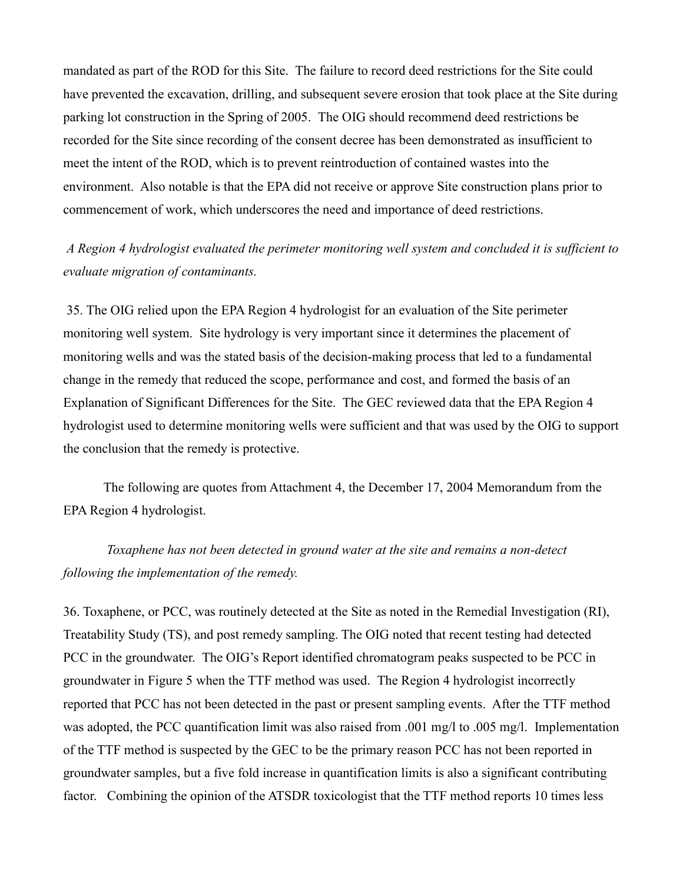mandated as part of the ROD for this Site. The failure to record deed restrictions for the Site could have prevented the excavation, drilling, and subsequent severe erosion that took place at the Site during parking lot construction in the Spring of 2005. The OIG should recommend deed restrictions be recorded for the Site since recording of the consent decree has been demonstrated as insufficient to meet the intent of the ROD, which is to prevent reintroduction of contained wastes into the environment. Also notable is that the EPA did not receive or approve Site construction plans prior to commencement of work, which underscores the need and importance of deed restrictions.

*A Region 4 hydrologist evaluated the perimeter monitoring well system and concluded it is sufficient to evaluate migration of contaminants.*

35. The OIG relied upon the EPA Region 4 hydrologist for an evaluation of the Site perimeter monitoring well system. Site hydrology is very important since it determines the placement of monitoring wells and was the stated basis of the decision-making process that led to a fundamental change in the remedy that reduced the scope, performance and cost, and formed the basis of an Explanation of Significant Differences for the Site. The GEC reviewed data that the EPA Region 4 hydrologist used to determine monitoring wells were sufficient and that was used by the OIG to support the conclusion that the remedy is protective.

The following are quotes from Attachment 4, the December 17, 2004 Memorandum from the EPA Region 4 hydrologist.

*Toxaphene has not been detected in ground water at the site and remains a non-detect following the implementation of the remedy.*

36. Toxaphene, or PCC, was routinely detected at the Site as noted in the Remedial Investigation (RI), Treatability Study (TS), and post remedy sampling. The OIG noted that recent testing had detected PCC in the groundwater. The OIG's Report identified chromatogram peaks suspected to be PCC in groundwater in Figure 5 when the TTF method was used. The Region 4 hydrologist incorrectly reported that PCC has not been detected in the past or present sampling events. After the TTF method was adopted, the PCC quantification limit was also raised from .001 mg/l to .005 mg/l. Implementation of the TTF method is suspected by the GEC to be the primary reason PCC has not been reported in groundwater samples, but a five fold increase in quantification limits is also a significant contributing factor. Combining the opinion of the ATSDR toxicologist that the TTF method reports 10 times less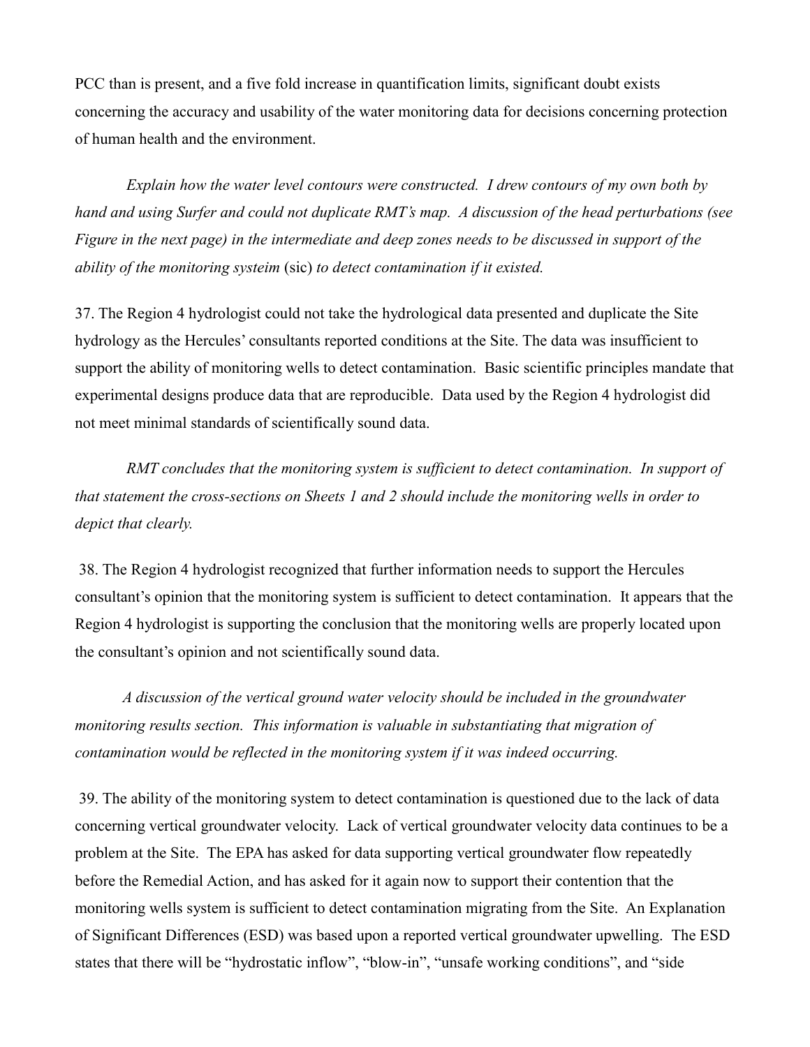PCC than is present, and a five fold increase in quantification limits, significant doubt exists concerning the accuracy and usability of the water monitoring data for decisions concerning protection of human health and the environment.

*Explain how the water level contours were constructed. I drew contours of my own both by hand and using Surfer and could not duplicate RMT's map. A discussion of the head perturbations (see Figure in the next page) in the intermediate and deep zones needs to be discussed in support of the ability of the monitoring systeim* (sic) *to detect contamination if it existed.*

37. The Region 4 hydrologist could not take the hydrological data presented and duplicate the Site hydrology as the Hercules' consultants reported conditions at the Site. The data was insufficient to support the ability of monitoring wells to detect contamination. Basic scientific principles mandate that experimental designs produce data that are reproducible. Data used by the Region 4 hydrologist did not meet minimal standards of scientifically sound data.

*RMT concludes that the monitoring system is sufficient to detect contamination. In support of that statement the cross-sections on Sheets 1 and 2 should include the monitoring wells in order to depict that clearly.*

38. The Region 4 hydrologist recognized that further information needs to support the Hercules consultant's opinion that the monitoring system is sufficient to detect contamination. It appears that the Region 4 hydrologist is supporting the conclusion that the monitoring wells are properly located upon the consultant's opinion and not scientifically sound data.

*A discussion of the vertical ground water velocity should be included in the groundwater monitoring results section. This information is valuable in substantiating that migration of contamination would be reflected in the monitoring system if it was indeed occurring.*

39. The ability of the monitoring system to detect contamination is questioned due to the lack of data concerning vertical groundwater velocity. Lack of vertical groundwater velocity data continues to be a problem at the Site. The EPA has asked for data supporting vertical groundwater flow repeatedly before the Remedial Action, and has asked for it again now to support their contention that the monitoring wells system is sufficient to detect contamination migrating from the Site. An Explanation of Significant Differences (ESD) was based upon a reported vertical groundwater upwelling. The ESD states that there will be "hydrostatic inflow", "blow-in", "unsafe working conditions", and "side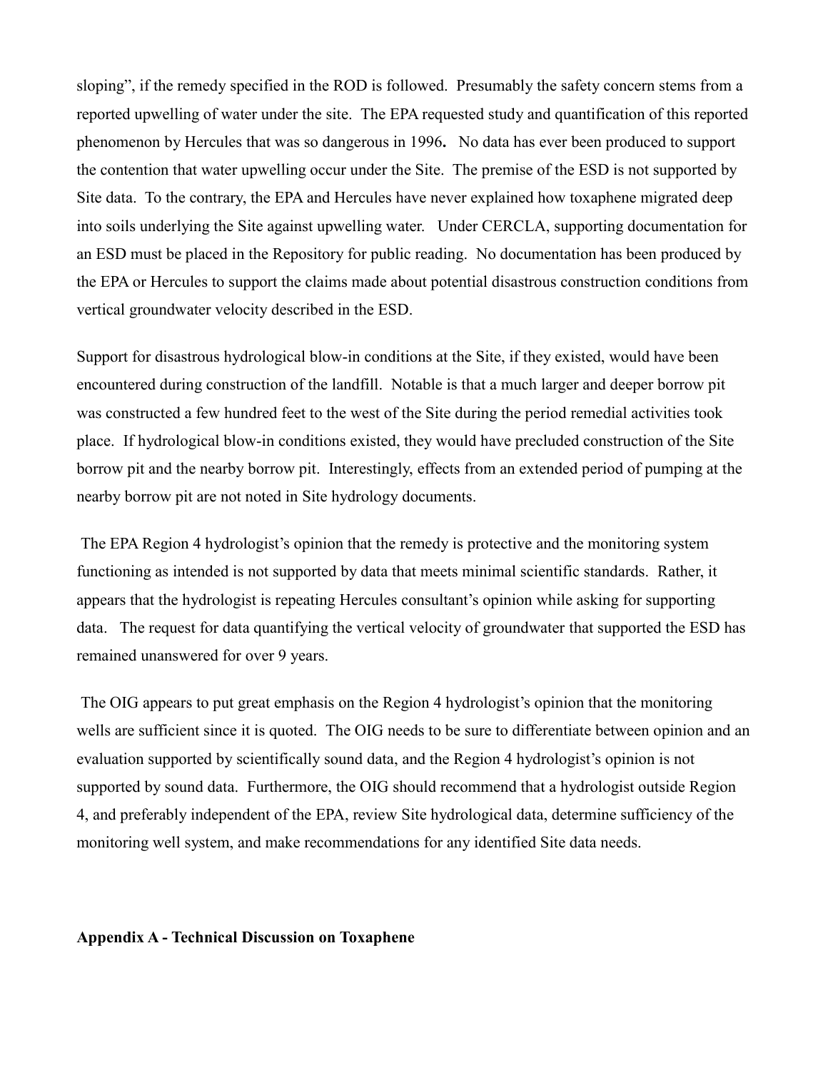sloping", if the remedy specified in the ROD is followed. Presumably the safety concern stems from a reported upwelling of water under the site. The EPA requested study and quantification of this reported phenomenon by Hercules that was so dangerous in 1996**.** No data has ever been produced to support the contention that water upwelling occur under the Site. The premise of the ESD is not supported by Site data. To the contrary, the EPA and Hercules have never explained how toxaphene migrated deep into soils underlying the Site against upwelling water. Under CERCLA, supporting documentation for an ESD must be placed in the Repository for public reading. No documentation has been produced by the EPA or Hercules to support the claims made about potential disastrous construction conditions from vertical groundwater velocity described in the ESD.

Support for disastrous hydrological blow-in conditions at the Site, if they existed, would have been encountered during construction of the landfill. Notable is that a much larger and deeper borrow pit was constructed a few hundred feet to the west of the Site during the period remedial activities took place. If hydrological blow-in conditions existed, they would have precluded construction of the Site borrow pit and the nearby borrow pit. Interestingly, effects from an extended period of pumping at the nearby borrow pit are not noted in Site hydrology documents.

The EPA Region 4 hydrologist's opinion that the remedy is protective and the monitoring system functioning as intended is not supported by data that meets minimal scientific standards. Rather, it appears that the hydrologist is repeating Hercules consultant's opinion while asking for supporting data. The request for data quantifying the vertical velocity of groundwater that supported the ESD has remained unanswered for over 9 years.

The OIG appears to put great emphasis on the Region 4 hydrologist's opinion that the monitoring wells are sufficient since it is quoted. The OIG needs to be sure to differentiate between opinion and an evaluation supported by scientifically sound data, and the Region 4 hydrologist's opinion is not supported by sound data. Furthermore, the OIG should recommend that a hydrologist outside Region 4, and preferably independent of the EPA, review Site hydrological data, determine sufficiency of the monitoring well system, and make recommendations for any identified Site data needs.

## Appendix A - Technical Discussion on Toxaphene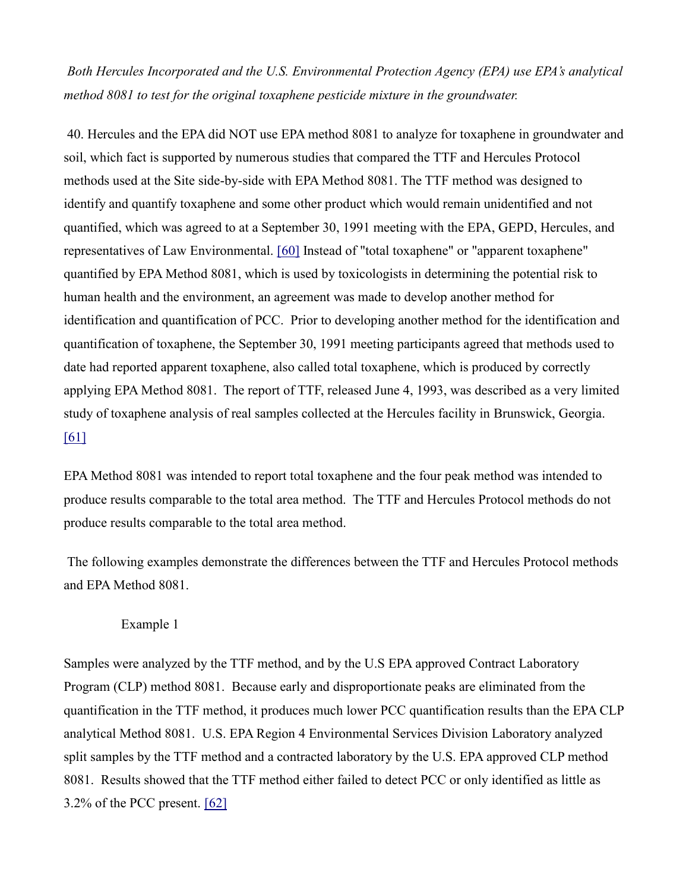*Both Hercules Incorporated and the U.S. Environmental Protection Agency (EPA) use EPA's analytical method 8081 to test for the original toxaphene pesticide mixture in the groundwater.*

40. Hercules and the EPA did NOT use EPA method 8081 to analyze for toxaphene in groundwater and soil, which fact is supported by numerous studies that compared the TTF and Hercules Protocol methods used at the Site side-by-side with EPA Method 8081. The TTF method was designed to identify and quantify toxaphene and some other product which would remain unidentified and not quantified, which was agreed to at a September 30, 1991 meeting with the EPA, GEPD, Hercules, and representatives of Law Environmental. [60] Instead of "total toxaphene" or "apparent toxaphene" quantified by EPA Method 8081, which is used by toxicologists in determining the potential risk to human health and the environment, an agreement was made to develop another method for identification and quantification of PCC. Prior to developing another method for the identification and quantification of toxaphene, the September 30, 1991 meeting participants agreed that methods used to date had reported apparent toxaphene, also called total toxaphene, which is produced by correctly applying EPA Method 8081. The report of TTF, released June 4, 1993, was described as a very limited study of toxaphene analysis of real samples collected at the Hercules facility in Brunswick, Georgia. [61]

EPA Method 8081 was intended to report total toxaphene and the four peak method was intended to produce results comparable to the total area method. The TTF and Hercules Protocol methods do not produce results comparable to the total area method.

The following examples demonstrate the differences between the TTF and Hercules Protocol methods and EPA Method 8081.

Example 1

Samples were analyzed by the TTF method, and by the U.S EPA approved Contract Laboratory Program (CLP) method 8081. Because early and disproportionate peaks are eliminated from the quantification in the TTF method, it produces much lower PCC quantification results than the EPA CLP analytical Method 8081. U.S. EPA Region 4 Environmental Services Division Laboratory analyzed split samples by the TTF method and a contracted laboratory by the U.S. EPA approved CLP method 8081. Results showed that the TTF method either failed to detect PCC or only identified as little as 3.2% of the PCC present. [62]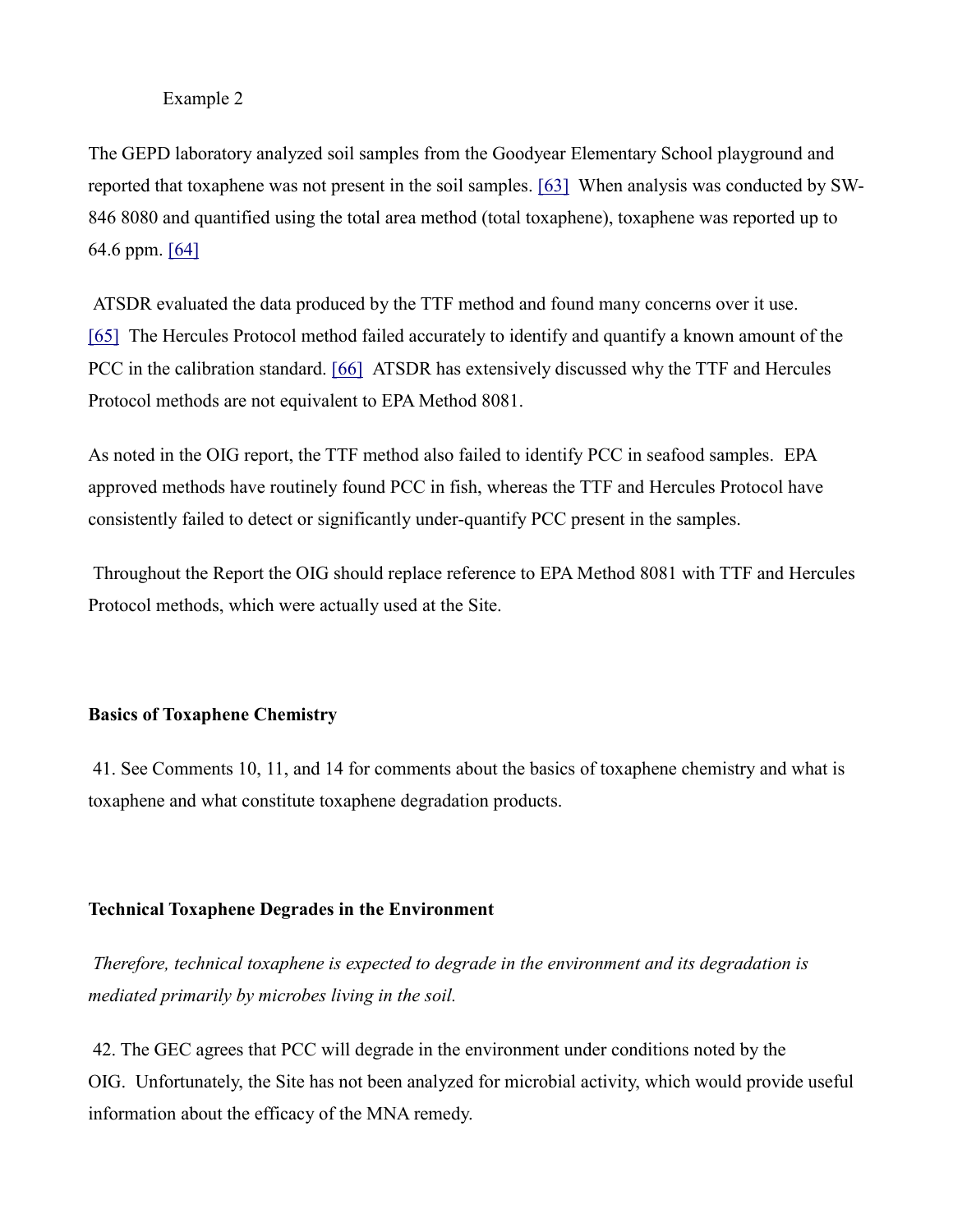Example 2

The GEPD laboratory analyzed soil samples from the Goodyear Elementary School playground and reported that toxaphene was not present in the soil samples. [63] When analysis was conducted by SW-846 8080 and quantified using the total area method (total toxaphene), toxaphene was reported up to 64.6 ppm. [64]

ATSDR evaluated the data produced by the TTF method and found many concerns over it use. [65] The Hercules Protocol method failed accurately to identify and quantify a known amount of the PCC in the calibration standard. [66] ATSDR has extensively discussed why the TTF and Hercules Protocol methods are not equivalent to EPA Method 8081.

As noted in the OIG report, the TTF method also failed to identify PCC in seafood samples. EPA approved methods have routinely found PCC in fish, whereas the TTF and Hercules Protocol have consistently failed to detect or significantly under-quantify PCC present in the samples.

Throughout the Report the OIG should replace reference to EPA Method 8081 with TTF and Hercules Protocol methods, which were actually used at the Site.

**Basics of Toxaphene Chemistry**

41. See Comments 10, 11, and 14 for comments about the basics of toxaphene chemistry and what is toxaphene and what constitute toxaphene degradation products.

**Technical Toxaphene Degrades in the Environment**

*Therefore, technical toxaphene is expected to degrade in the environment and its degradation is mediated primarily by microbes living in the soil.*

42. The GEC agrees that PCC will degrade in the environment under conditions noted by the OIG. Unfortunately, the Site has not been analyzed for microbial activity, which would provide useful information about the efficacy of the MNA remedy.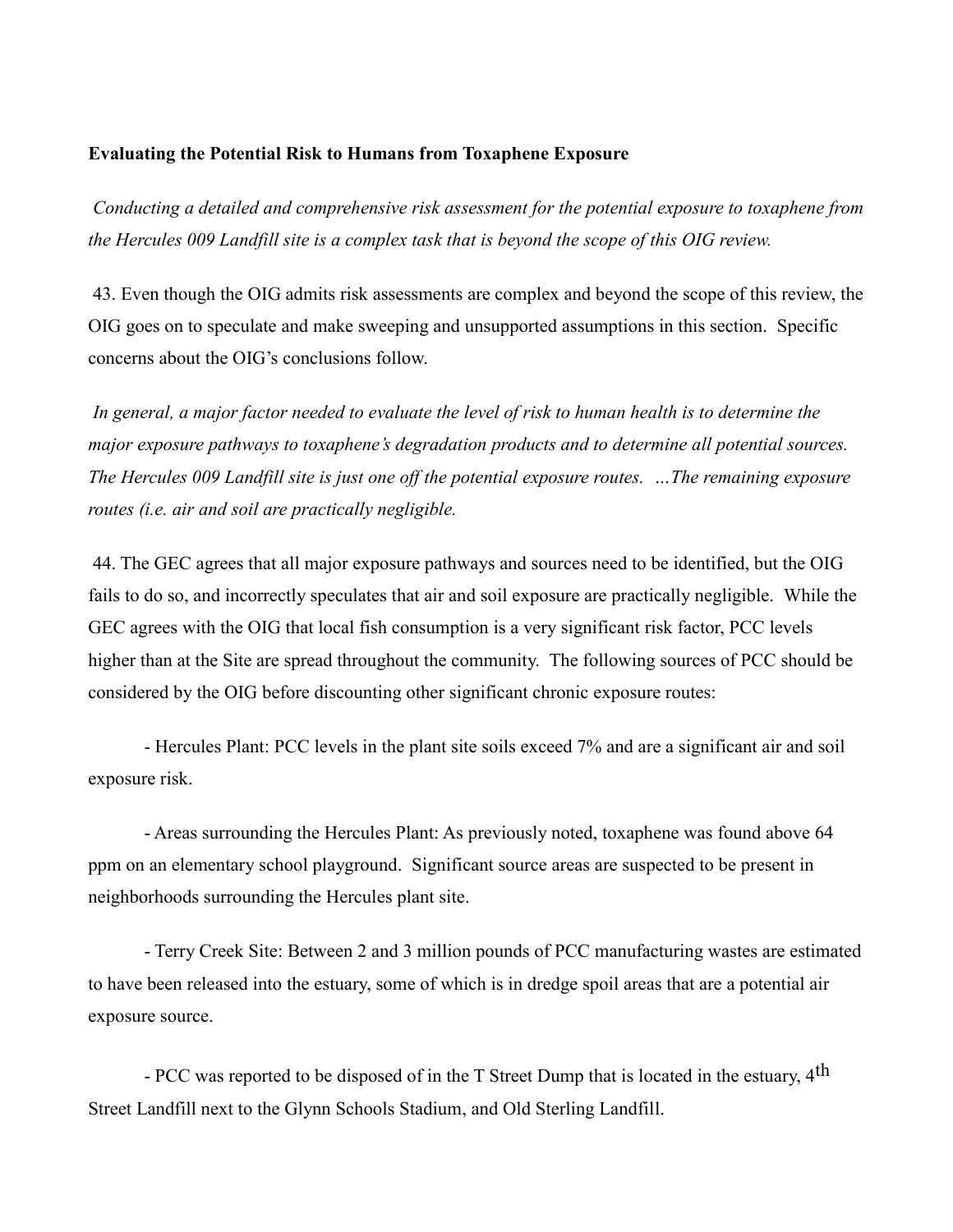**Evaluating the Potential Risk to Humans from Toxaphene Exposure**

*Conducting a detailed and comprehensive risk assessment for the potential exposure to toxaphene from the Hercules 009 Landfill site is a complex task that is beyond the scope of this OIG review.*

43. Even though the OIG admits risk assessments are complex and beyond the scope of this review, the OIG goes on to speculate and make sweeping and unsupported assumptions in this section. Specific concerns about the OIG's conclusions follow.

*In general, a major factor needed to evaluate the level of risk to human health is to determine the major exposure pathways to toxaphene's degradation products and to determine all potential sources. The Hercules 009 Landfill site is just one off the potential exposure routes. …The remaining exposure routes (i.e. air and soil are practically negligible.*

44. The GEC agrees that all major exposure pathways and sources need to be identified, but the OIG fails to do so, and incorrectly speculates that air and soil exposure are practically negligible. While the GEC agrees with the OIG that local fish consumption is a very significant risk factor, PCC levels higher than at the Site are spread throughout the community. The following sources of PCC should be considered by the OIG before discounting other significant chronic exposure routes:

- Hercules Plant: PCC levels in the plant site soils exceed 7% and are a significant air and soil exposure risk.

- Areas surrounding the Hercules Plant: As previously noted, toxaphene was found above 64 ppm on an elementary school playground. Significant source areas are suspected to be present in neighborhoods surrounding the Hercules plant site.

- Terry Creek Site: Between 2 and 3 million pounds of PCC manufacturing wastes are estimated to have been released into the estuary, some of which is in dredge spoil areas that are a potential air exposure source.

- PCC was reported to be disposed of in the T Street Dump that is located in the estuary, 4th Street Landfill next to the Glynn Schools Stadium, and Old Sterling Landfill.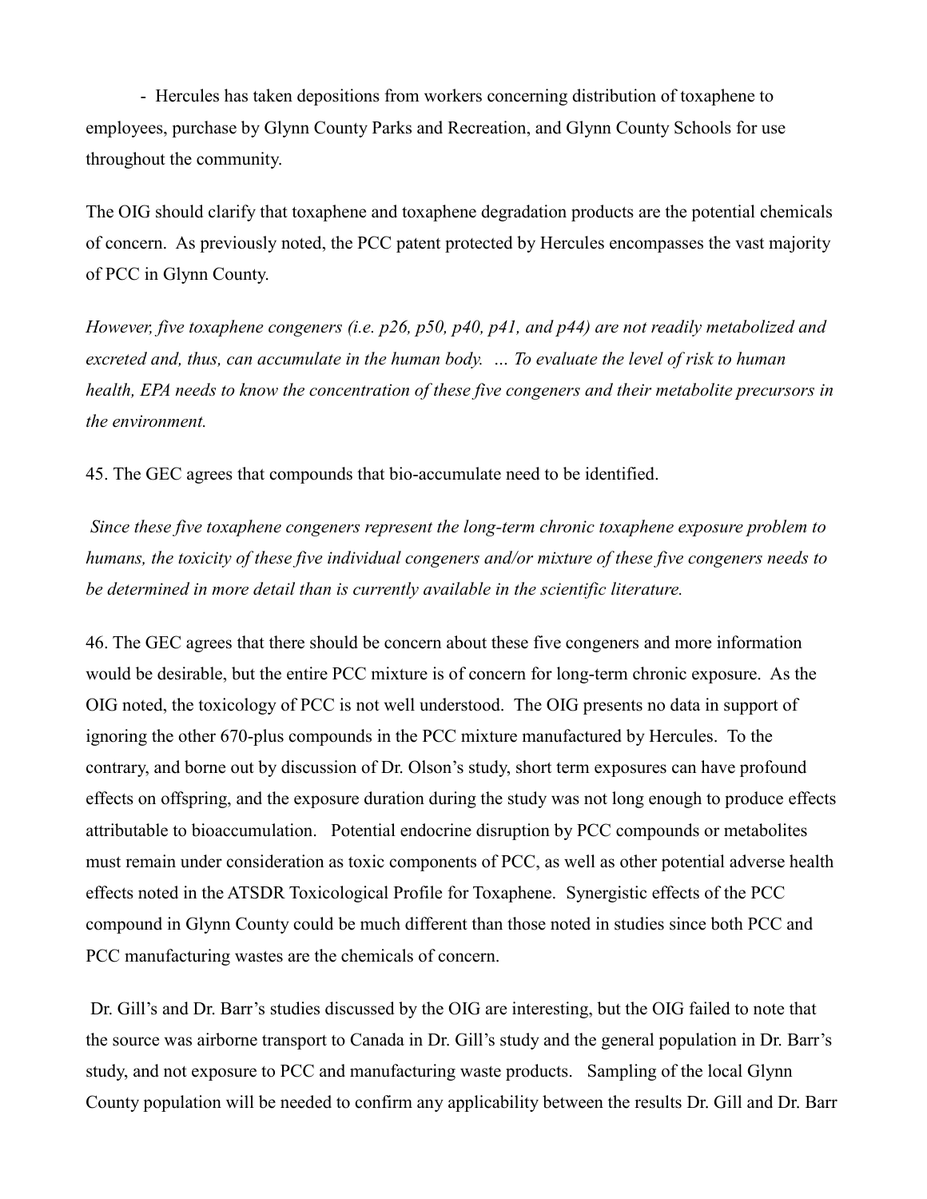- Hercules has taken depositions from workers concerning distribution of toxaphene to employees, purchase by Glynn County Parks and Recreation, and Glynn County Schools for use throughout the community.

The OIG should clarify that toxaphene and toxaphene degradation products are the potential chemicals of concern. As previously noted, the PCC patent protected by Hercules encompasses the vast majority of PCC in Glynn County.

*However, five toxaphene congeners (i.e. p26, p50, p40, p41, and p44) are not readily metabolized and excreted and, thus, can accumulate in the human body. … To evaluate the level of risk to human health, EPA needs to know the concentration of these five congeners and their metabolite precursors in the environment.*

45. The GEC agrees that compounds that bio-accumulate need to be identified.

*Since these five toxaphene congeners represent the long-term chronic toxaphene exposure problem to humans, the toxicity of these five individual congeners and/or mixture of these five congeners needs to be determined in more detail than is currently available in the scientific literature.*

46. The GEC agrees that there should be concern about these five congeners and more information would be desirable, but the entire PCC mixture is of concern for long-term chronic exposure. As the OIG noted, the toxicology of PCC is not well understood. The OIG presents no data in support of ignoring the other 670-plus compounds in the PCC mixture manufactured by Hercules. To the contrary, and borne out by discussion of Dr. Olson's study, short term exposures can have profound effects on offspring, and the exposure duration during the study was not long enough to produce effects attributable to bioaccumulation. Potential endocrine disruption by PCC compounds or metabolites must remain under consideration as toxic components of PCC, as well as other potential adverse health effects noted in the ATSDR Toxicological Profile for Toxaphene. Synergistic effects of the PCC compound in Glynn County could be much different than those noted in studies since both PCC and PCC manufacturing wastes are the chemicals of concern.

Dr. Gill's and Dr. Barr's studies discussed by the OIG are interesting, but the OIG failed to note that the source was airborne transport to Canada in Dr. Gill's study and the general population in Dr. Barr's study, and not exposure to PCC and manufacturing waste products. Sampling of the local Glynn County population will be needed to confirm any applicability between the results Dr. Gill and Dr. Barr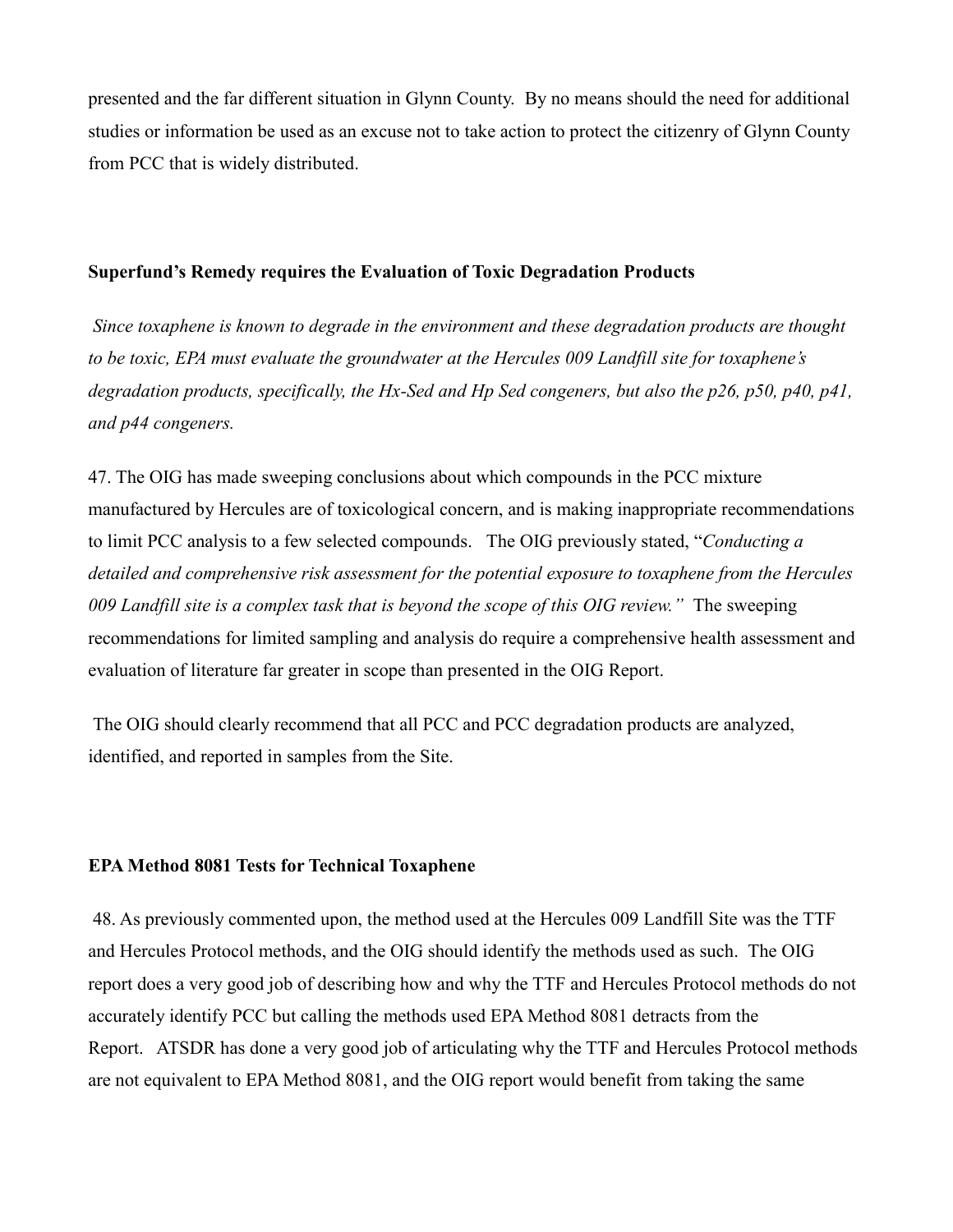presented and the far different situation in Glynn County. By no means should the need for additional studies or information be used as an excuse not to take action to protect the citizenry of Glynn County from PCC that is widely distributed.

**Superfund's Remedy requires the Evaluation of Toxic Degradation Products**

*Since toxaphene is known to degrade in the environment and these degradation products are thought to be toxic, EPA must evaluate the groundwater at the Hercules 009 Landfill site for toxaphene's degradation products, specifically, the Hx-Sed and Hp Sed congeners, but also the p26, p50, p40, p41, and p44 congeners.*

47. The OIG has made sweeping conclusions about which compounds in the PCC mixture manufactured by Hercules are of toxicological concern, and is making inappropriate recommendations to limit PCC analysis to a few selected compounds. The OIG previously stated, "*Conducting a detailed and comprehensive risk assessment for the potential exposure to toxaphene from the Hercules 009 Landfill site is a complex task that is beyond the scope of this OIG review.*" The sweeping recommendations for limited sampling and analysis do require a comprehensive health assessment and evaluation of literature far greater in scope than presented in the OIG Report.

The OIG should clearly recommend that all PCC and PCC degradation products are analyzed, identified, and reported in samples from the Site.

**EPA Method 8081 Tests for Technical Toxaphene**

48. As previously commented upon, the method used at the Hercules 009 Landfill Site was the TTF and Hercules Protocol methods, and the OIG should identify the methods used as such. The OIG report does a very good job of describing how and why the TTF and Hercules Protocol methods do not accurately identify PCC but calling the methods used EPA Method 8081 detracts from the Report. ATSDR has done a very good job of articulating why the TTF and Hercules Protocol methods are not equivalent to EPA Method 8081, and the OIG report would benefit from taking the same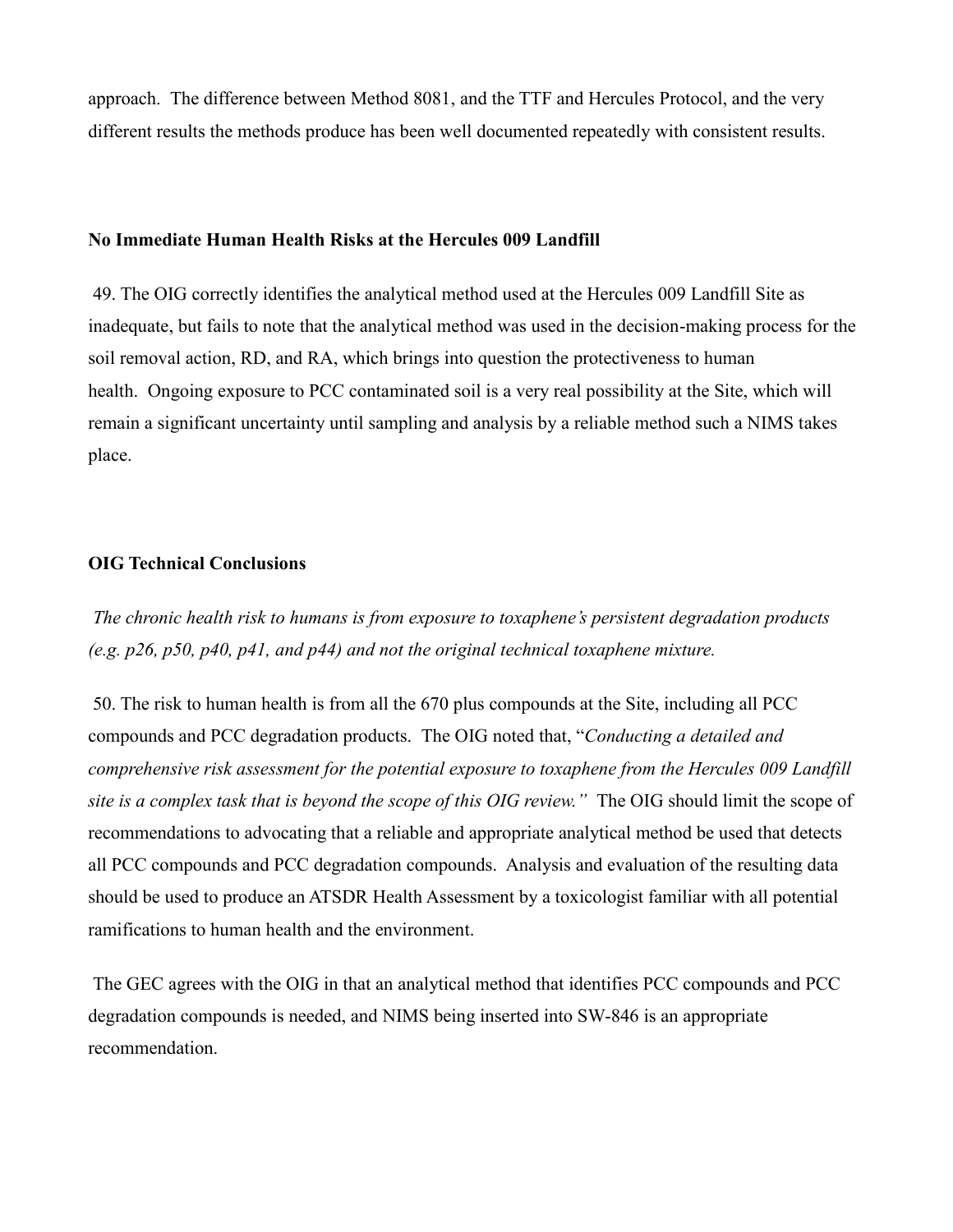approach. The difference between Method 8081, and the TTF and Hercules Protocol, and the very different results the methods produce has been well documented repeatedly with consistent results.

**No Immediate Human Health Risks at the Hercules 009 Landfill**

49. The OIG correctly identifies the analytical method used at the Hercules 009 Landfill Site as inadequate, but fails to note that the analytical method was used in the decision-making process for the soil removal action, RD, and RA, which brings into question the protectiveness to human health. Ongoing exposure to PCC contaminated soil is a very real possibility at the Site, which will remain a significant uncertainty until sampling and analysis by a reliable method such a NIMS takes place.

**OIG Technical Conclusions**

*The chronic health risk to humans is from exposure to toxaphene's persistent degradation products (e.g. p26, p50, p40, p41, and p44) and not the original technical toxaphene mixture.*

50. The risk to human health is from all the 670 plus compounds at the Site, including all PCC compounds and PCC degradation products. The OIG noted that, "*Conducting a detailed and comprehensive risk assessment for the potential exposure to toxaphene from the Hercules 009 Landfill site is a complex task that is beyond the scope of this OIG review.*" The OIG should limit the scope of recommendations to advocating that a reliable and appropriate analytical method be used that detects all PCC compounds and PCC degradation compounds. Analysis and evaluation of the resulting data should be used to produce an ATSDR Health Assessment by a toxicologist familiar with all potential ramifications to human health and the environment.

The GEC agrees with the OIG in that an analytical method that identifies PCC compounds and PCC degradation compounds is needed, and NIMS being inserted into SW-846 is an appropriate recommendation.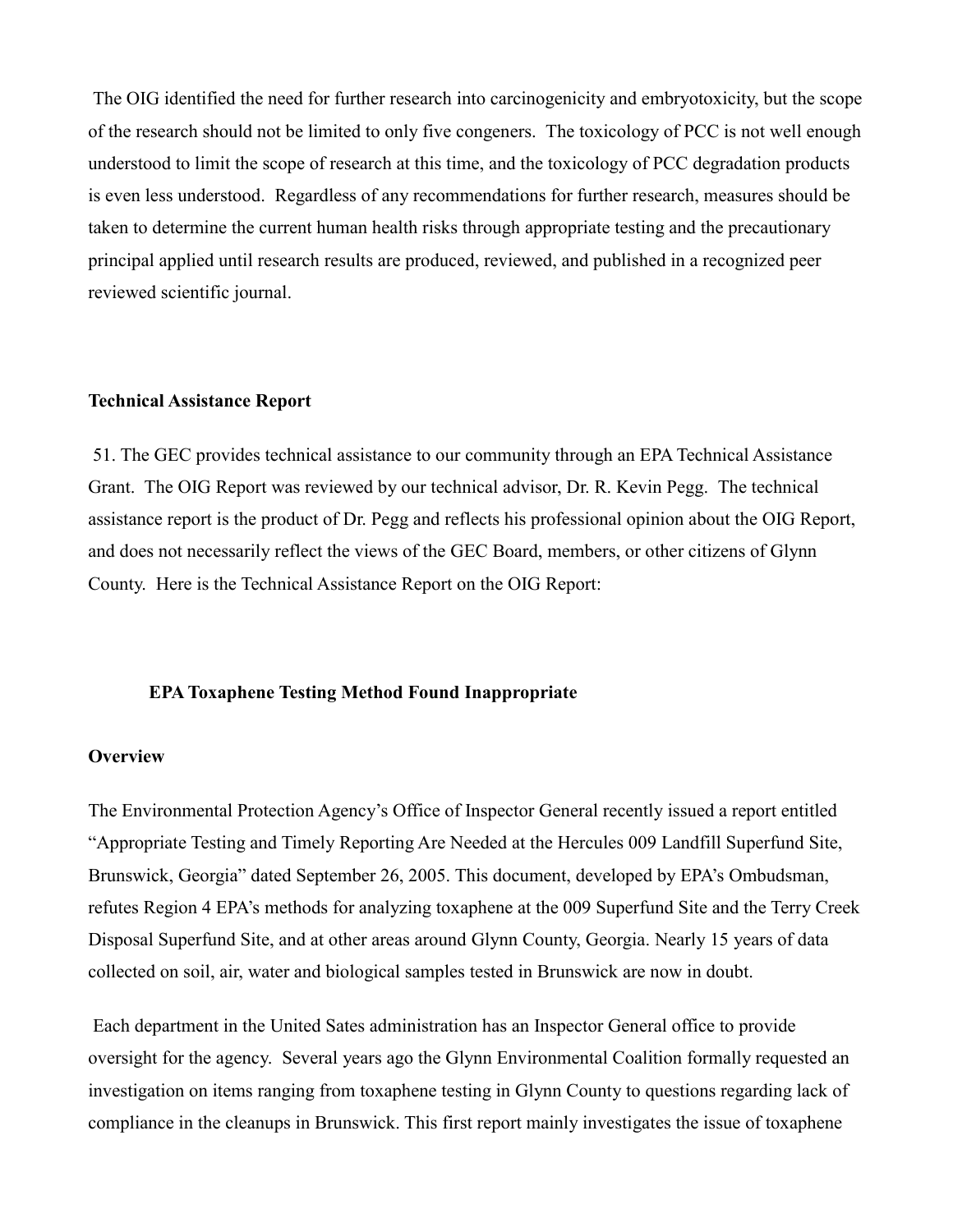The OIG identified the need for further research into carcinogenicity and embryotoxicity, but the scope of the research should not be limited to only five congeners. The toxicology of PCC is not well enough understood to limit the scope of research at this time, and the toxicology of PCC degradation products is even less understood. Regardless of any recommendations for further research, measures should be taken to determine the current human health risks through appropriate testing and the precautionary principal applied until research results are produced, reviewed, and published in a recognized peer reviewed scientific journal.

**Technical Assistance Report**

51. The GEC provides technical assistance to our community through an EPA Technical Assistance Grant. The OIG Report was reviewed by our technical advisor, Dr. R. Kevin Pegg. The technical assistance report is the product of Dr. Pegg and reflects his professional opinion about the OIG Report, and does not necessarily reflect the views of the GEC Board, members, or other citizens of Glynn County. Here is the Technical Assistance Report on the OIG Report:

**EPA Toxaphene Testing Method Found Inappropriate**

**Overview**

The Environmental Protection Agency's Office of Inspector General recently issued a report entitled "Appropriate Testing and Timely Reporting Are Needed at the Hercules 009 Landfill Superfund Site, Brunswick, Georgia" dated September 26, 2005. This document, developed by EPA's Ombudsman, refutes Region 4 EPA's methods for analyzing toxaphene at the 009 Superfund Site and the Terry Creek Disposal Superfund Site, and at other areas around Glynn County, Georgia. Nearly 15 years of data collected on soil, air, water and biological samples tested in Brunswick are now in doubt.

Each department in the United Sates administration has an Inspector General office to provide oversight for the agency. Several years ago the Glynn Environmental Coalition formally requested an investigation on items ranging from toxaphene testing in Glynn County to questions regarding lack of compliance in the cleanups in Brunswick. This first report mainly investigates the issue of toxaphene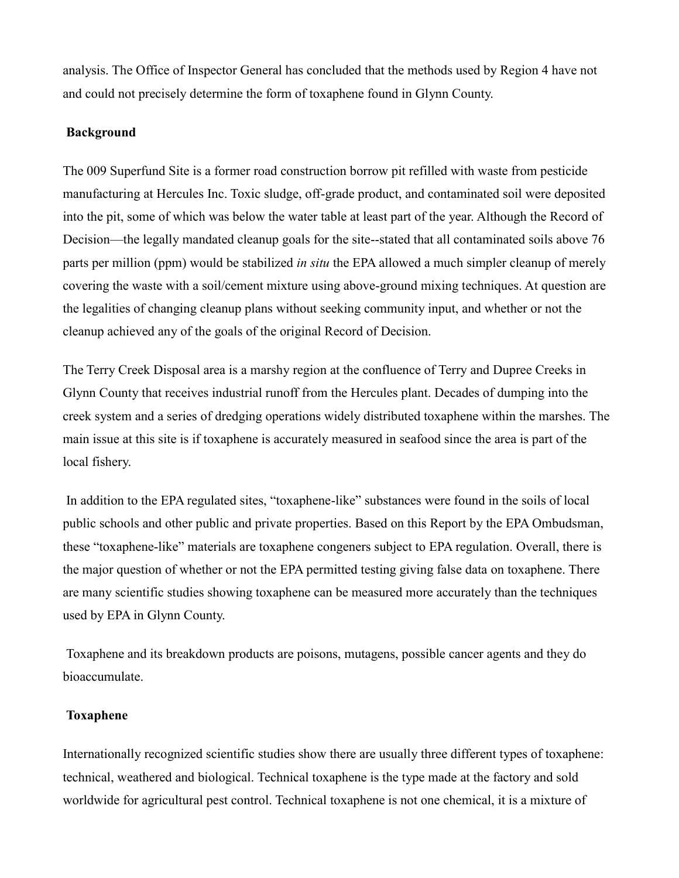analysis. The Office of Inspector General has concluded that the methods used by Region 4 have not and could not precisely determine the form of toxaphene found in Glynn County.

## Background

The 009 Superfund Site is a former road construction borrow pit refilled with waste from pesticide manufacturing at Hercules Inc. Toxic sludge, off-grade product, and contaminated soil were deposited into the pit, some of which was below the water table at least part of the year. Although the Record of Decision—the legally mandated cleanup goals for the site--stated that all contaminated soils above 76 parts per million (ppm) would be stabilized *in situ* the EPA allowed a much simpler cleanup of merely covering the waste with a soil/cement mixture using above-ground mixing techniques. At question are the legalities of changing cleanup plans without seeking community input, and whether or not the cleanup achieved any of the goals of the original Record of Decision.

The Terry Creek Disposal area is a marshy region at the confluence of Terry and Dupree Creeks in Glynn County that receives industrial runoff from the Hercules plant. Decades of dumping into the creek system and a series of dredging operations widely distributed toxaphene within the marshes. The main issue at this site is if toxaphene is accurately measured in seafood since the area is part of the local fishery.

In addition to the EPA regulated sites, "toxaphene-like" substances were found in the soils of local public schools and other public and private properties. Based on this Report by the EPA Ombudsman, these "toxaphene-like" materials are toxaphene congeners subject to EPA regulation. Overall, there is the major question of whether or not the EPA permitted testing giving false data on toxaphene. There are many scientific studies showing toxaphene can be measured more accurately than the techniques used by EPA in Glynn County.

Toxaphene and its breakdown products are poisons, mutagens, possible cancer agents and they do bioaccumulate.

## Toxaphene

Internationally recognized scientific studies show there are usually three different types of toxaphene: technical, weathered and biological. Technical toxaphene is the type made at the factory and sold worldwide for agricultural pest control. Technical toxaphene is not one chemical, it is a mixture of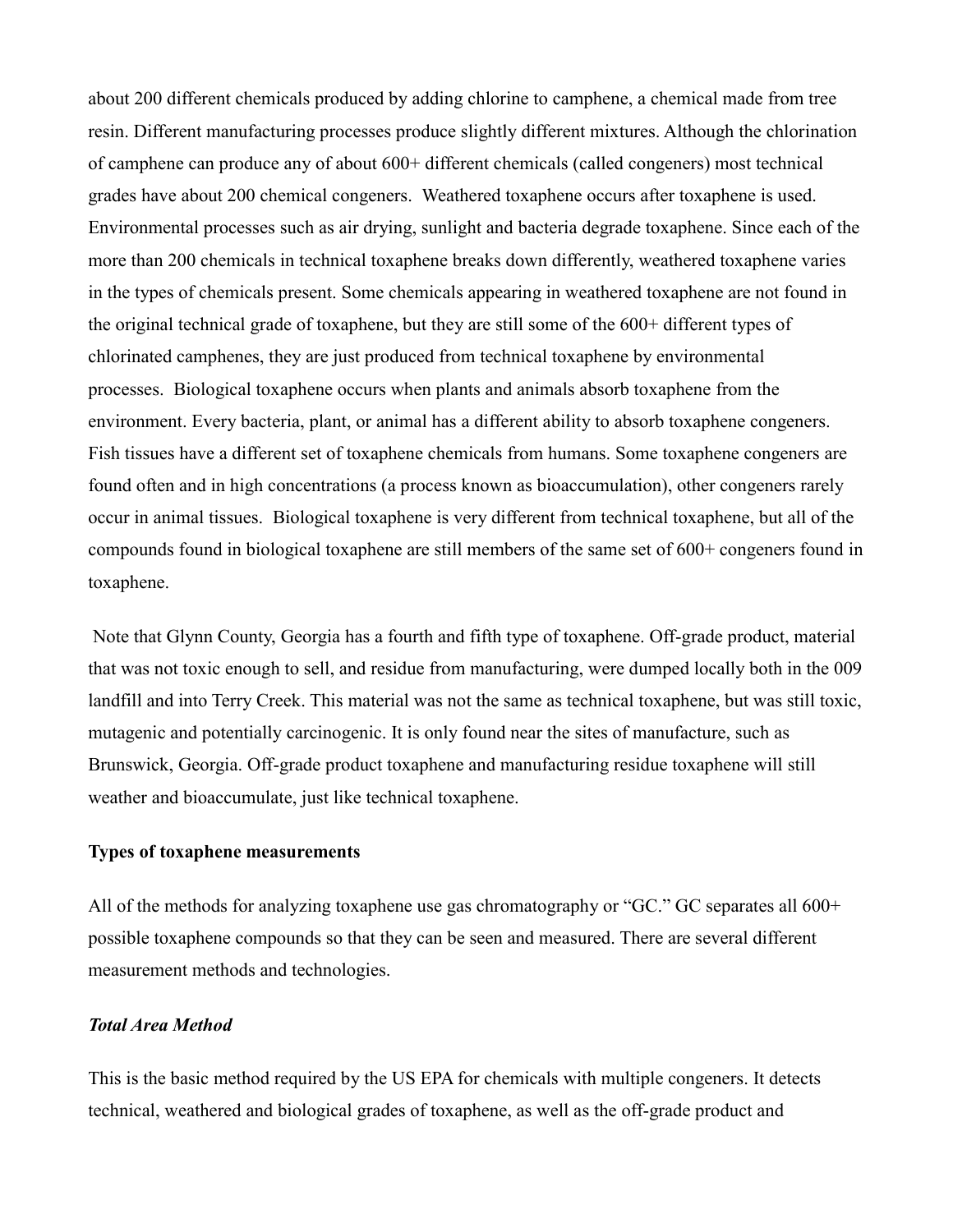about 200 different chemicals produced by adding chlorine to camphene, a chemical made from tree resin. Different manufacturing processes produce slightly different mixtures. Although the chlorination of camphene can produce any of about 600+ different chemicals (called congeners) most technical grades have about 200 chemical congeners. Weathered toxaphene occurs after toxaphene is used. Environmental processes such as air drying, sunlight and bacteria degrade toxaphene. Since each of the more than 200 chemicals in technical toxaphene breaks down differently, weathered toxaphene varies in the types of chemicals present. Some chemicals appearing in weathered toxaphene are not found in the original technical grade of toxaphene, but they are still some of the 600+ different types of chlorinated camphenes, they are just produced from technical toxaphene by environmental processes. Biological toxaphene occurs when plants and animals absorb toxaphene from the environment. Every bacteria, plant, or animal has a different ability to absorb toxaphene congeners. Fish tissues have a different set of toxaphene chemicals from humans. Some toxaphene congeners are found often and in high concentrations (a process known as bioaccumulation), other congeners rarely occur in animal tissues. Biological toxaphene is very different from technical toxaphene, but all of the compounds found in biological toxaphene are still members of the same set of 600+ congeners found in toxaphene.

Note that Glynn County, Georgia has a fourth and fifth type of toxaphene. Off-grade product, material that was not toxic enough to sell, and residue from manufacturing, were dumped locally both in the 009 landfill and into Terry Creek. This material was not the same as technical toxaphene, but was still toxic, mutagenic and potentially carcinogenic. It is only found near the sites of manufacture, such as Brunswick, Georgia. Off-grade product toxaphene and manufacturing residue toxaphene will still weather and bioaccumulate, just like technical toxaphene.

**Types of toxaphene measurements**

All of the methods for analyzing toxaphene use gas chromatography or "GC." GC separates all 600+ possible toxaphene compounds so that they can be seen and measured. There are several different measurement methods and technologies.

***Total Area Method***

This is the basic method required by the US EPA for chemicals with multiple congeners. It detects technical, weathered and biological grades of toxaphene, as well as the off-grade product and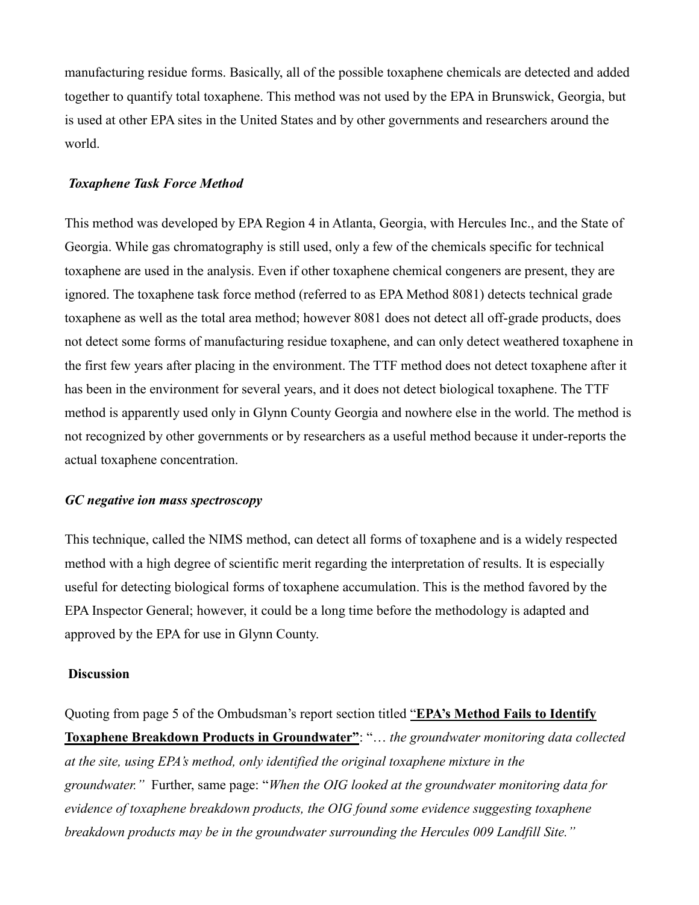manufacturing residue forms. Basically, all of the possible toxaphene chemicals are detected and added together to quantify total toxaphene. This method was not used by the EPA in Brunswick, Georgia, but is used at other EPA sites in the United States and by other governments and researchers around the world.

***Toxaphene Task Force Method***

This method was developed by EPA Region 4 in Atlanta, Georgia, with Hercules Inc., and the State of Georgia. While gas chromatography is still used, only a few of the chemicals specific for technical toxaphene are used in the analysis. Even if other toxaphene chemical congeners are present, they are ignored. The toxaphene task force method (referred to as EPA Method 8081) detects technical grade toxaphene as well as the total area method; however 8081 does not detect all off-grade products, does not detect some forms of manufacturing residue toxaphene, and can only detect weathered toxaphene in the first few years after placing in the environment. The TTF method does not detect toxaphene after it has been in the environment for several years, and it does not detect biological toxaphene. The TTF method is apparently used only in Glynn County Georgia and nowhere else in the world. The method is not recognized by other governments or by researchers as a useful method because it under-reports the actual toxaphene concentration.

***GC negative ion mass spectroscopy***

This technique, called the NIMS method, can detect all forms of toxaphene and is a widely respected method with a high degree of scientific merit regarding the interpretation of results. It is especially useful for detecting biological forms of toxaphene accumulation. This is the method favored by the EPA Inspector General; however, it could be a long time before the methodology is adapted and approved by the EPA for use in Glynn County.

**Discussion**

Quoting from page 5 of the Ombudsman's report section titled "**EPA's Method Fails to Identify Toxaphene Breakdown Products in Groundwater**": "*… the groundwater monitoring data collected at the site, using EPA's method, only identified the original toxaphene mixture in the groundwater."* Further, same page: "*When the OIG looked at the groundwater monitoring data for evidence of toxaphene breakdown products, the OIG found some evidence suggesting toxaphene breakdown products may be in the groundwater surrounding the Hercules 009 Landfill Site."*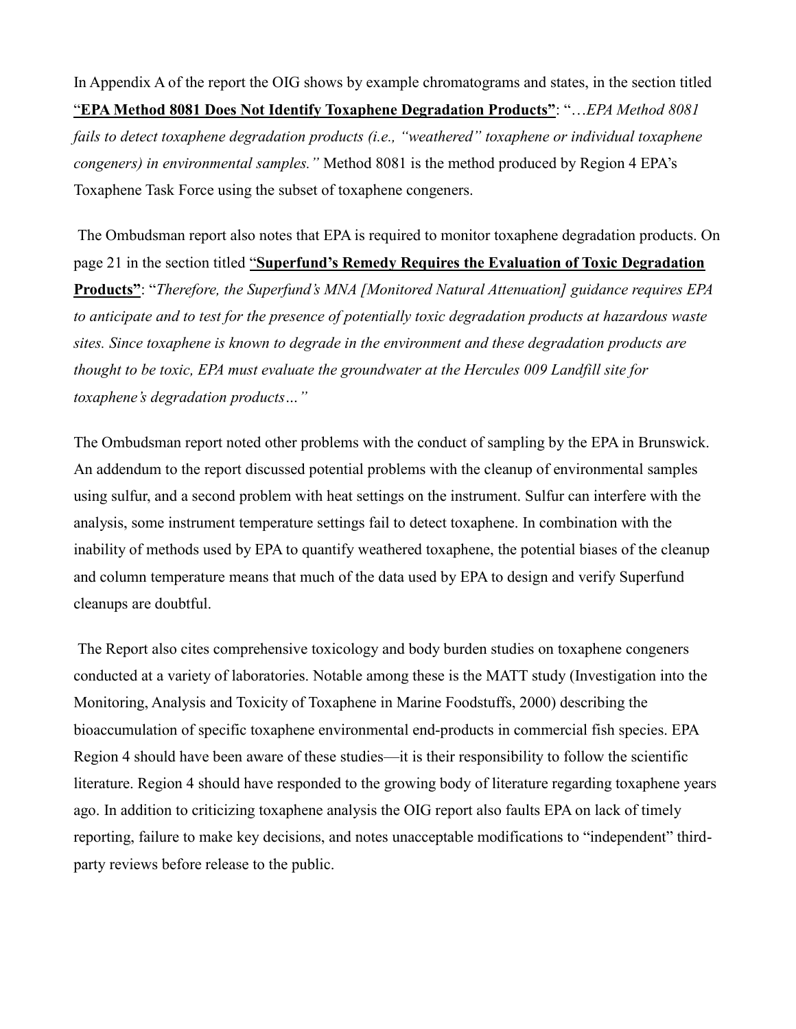In Appendix A of the report the OIG shows by example chromatograms and states, in the section titled "**EPA Method 8081 Does Not Identify Toxaphene Degradation Products"**: "…*EPA Method 8081 fails to detect toxaphene degradation products (i.e., "weathered" toxaphene or individual toxaphene congeners) in environmental samples."* Method 8081 is the method produced by Region 4 EPA's Toxaphene Task Force using the subset of toxaphene congeners.

The Ombudsman report also notes that EPA is required to monitor toxaphene degradation products. On page 21 in the section titled "**Superfund's Remedy Requires the Evaluation of Toxic Degradation Products"**: "*Therefore, the Superfund's MNA [Monitored Natural Attenuation] guidance requires EPA to anticipate and to test for the presence of potentially toxic degradation products at hazardous waste sites. Since toxaphene is known to degrade in the environment and these degradation products are thought to be toxic, EPA must evaluate the groundwater at the Hercules 009 Landfill site for toxaphene's degradation products…"*

The Ombudsman report noted other problems with the conduct of sampling by the EPA in Brunswick. An addendum to the report discussed potential problems with the cleanup of environmental samples using sulfur, and a second problem with heat settings on the instrument. Sulfur can interfere with the analysis, some instrument temperature settings fail to detect toxaphene. In combination with the inability of methods used by EPA to quantify weathered toxaphene, the potential biases of the cleanup and column temperature means that much of the data used by EPA to design and verify Superfund cleanups are doubtful.

The Report also cites comprehensive toxicology and body burden studies on toxaphene congeners conducted at a variety of laboratories. Notable among these is the MATT study (Investigation into the Monitoring, Analysis and Toxicity of Toxaphene in Marine Foodstuffs, 2000) describing the bioaccumulation of specific toxaphene environmental end-products in commercial fish species. EPA Region 4 should have been aware of these studies—it is their responsibility to follow the scientific literature. Region 4 should have responded to the growing body of literature regarding toxaphene years ago. In addition to criticizing toxaphene analysis the OIG report also faults EPA on lack of timely reporting, failure to make key decisions, and notes unacceptable modifications to "independent" third-party reviews before release to the public.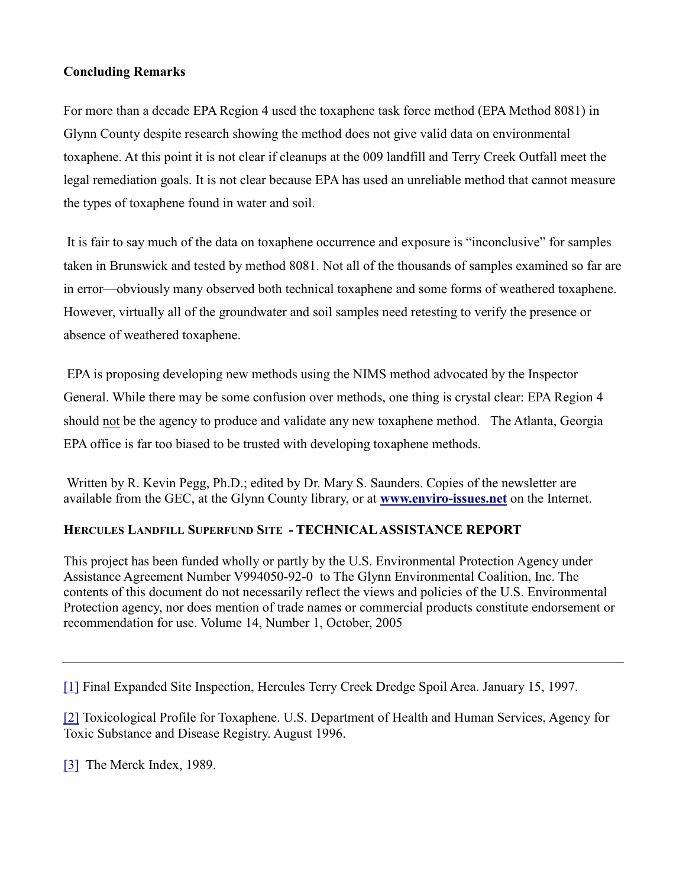**Concluding Remarks**

For more than a decade EPA Region 4 used the toxaphene task force method (EPA Method 8081) in Glynn County despite research showing the method does not give valid data on environmental toxaphene. At this point it is not clear if cleanups at the 009 landfill and Terry Creek Outfall meet the legal remediation goals. It is not clear because EPA has used an unreliable method that cannot measure the types of toxaphene found in water and soil.

It is fair to say much of the data on toxaphene occurrence and exposure is "inconclusive" for samples taken in Brunswick and tested by method 8081. Not all of the thousands of samples examined so far are in error—obviously many observed both technical toxaphene and some forms of weathered toxaphene. However, virtually all of the groundwater and soil samples need retesting to verify the presence or absence of weathered toxaphene.

EPA is proposing developing new methods using the NIMS method advocated by the Inspector General. While there may be some confusion over methods, one thing is crystal clear: EPA Region 4 should not be the agency to produce and validate any new toxaphene method. The Atlanta, Georgia EPA office is far too biased to be trusted with developing toxaphene methods.

Written by R. Kevin Pegg, Ph.D.; edited by Dr. Mary S. Saunders. Copies of the newsletter are available from the GEC, at the Glynn County library, or at **www.enviro-issues.net** on the Internet.

**HERCULES LANDFILL SUPERFUND SITE - TECHNICAL ASSISTANCE REPORT**

This project has been funded wholly or partly by the U.S. Environmental Protection Agency under Assistance Agreement Number V994050-92-0 to The Glynn Environmental Coalition, Inc. The contents of this document do not necessarily reflect the views and policies of the U.S. Environmental Protection agency, nor does mention of trade names or commercial products constitute endorsement or recommendation for use. Volume 14, Number 1, October, 2005

---

[1] Final Expanded Site Inspection, Hercules Terry Creek Dredge Spoil Area. January 15, 1997.

[2] Toxicological Profile for Toxaphene. U.S. Department of Health and Human Services, Agency for Toxic Substance and Disease Registry. August 1996.

[3] The Merck Index, 1989.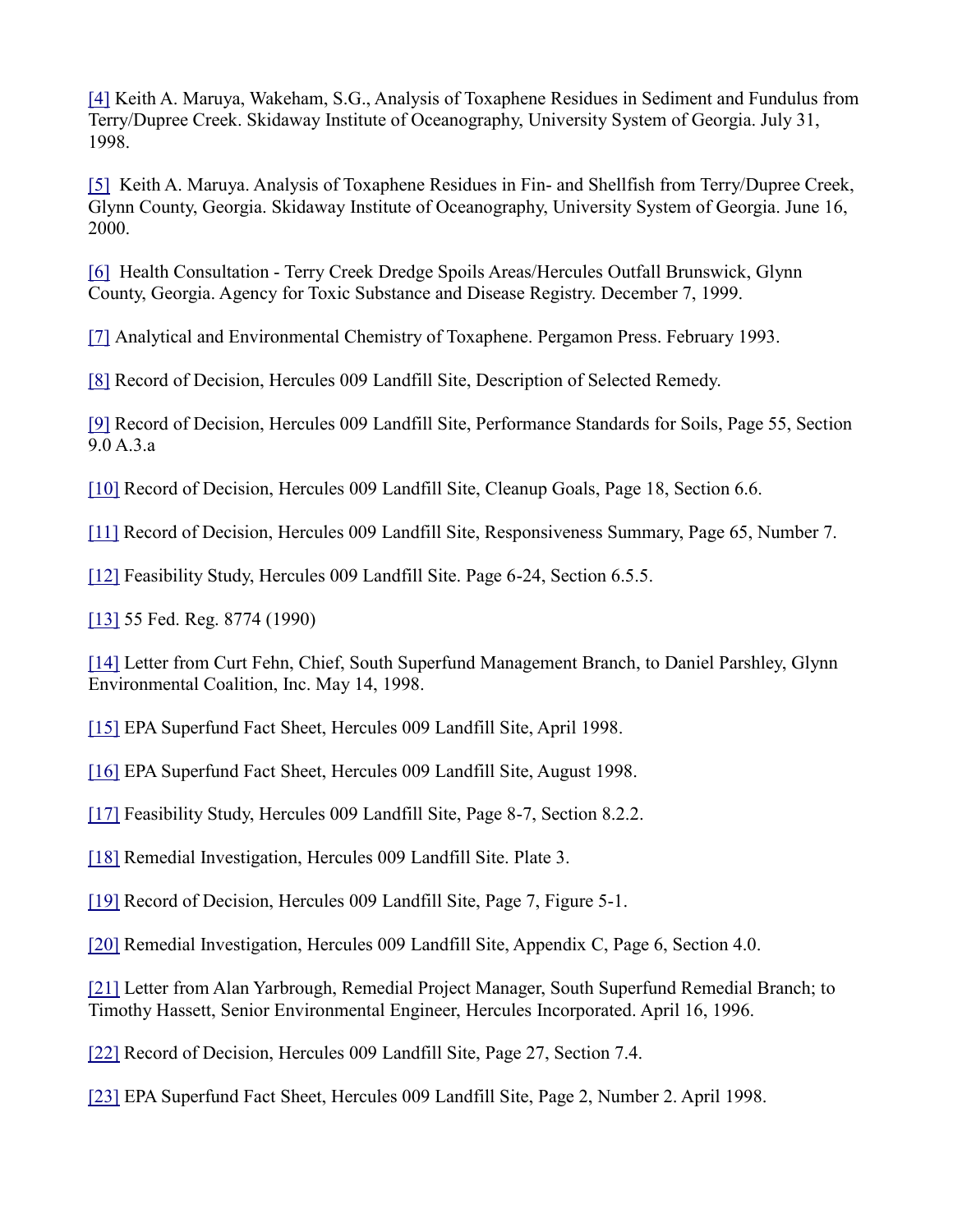[4] Keith A. Maruya, Wakeham, S.G., Analysis of Toxaphene Residues in Sediment and Fundulus from Terry/Dupree Creek. Skidaway Institute of Oceanography, University System of Georgia. July 31, 1998.

[5] Keith A. Maruya. Analysis of Toxaphene Residues in Fin- and Shellfish from Terry/Dupree Creek, Glynn County, Georgia. Skidaway Institute of Oceanography, University System of Georgia. June 16, 2000.

[6] Health Consultation - Terry Creek Dredge Spoils Areas/Hercules Outfall Brunswick, Glynn County, Georgia. Agency for Toxic Substance and Disease Registry. December 7, 1999.

[7] Analytical and Environmental Chemistry of Toxaphene. Pergamon Press. February 1993.

[8] Record of Decision, Hercules 009 Landfill Site, Description of Selected Remedy.

[9] Record of Decision, Hercules 009 Landfill Site, Performance Standards for Soils, Page 55, Section 9.0 A.3.a

[10] Record of Decision, Hercules 009 Landfill Site, Cleanup Goals, Page 18, Section 6.6.

[11] Record of Decision, Hercules 009 Landfill Site, Responsiveness Summary, Page 65, Number 7.

[12] Feasibility Study, Hercules 009 Landfill Site. Page 6-24, Section 6.5.5.

[13] 55 Fed. Reg. 8774 (1990)

[14] Letter from Curt Fehn, Chief, South Superfund Management Branch, to Daniel Parshley, Glynn Environmental Coalition, Inc. May 14, 1998.

[15] EPA Superfund Fact Sheet, Hercules 009 Landfill Site, April 1998.

[16] EPA Superfund Fact Sheet, Hercules 009 Landfill Site, August 1998.

[17] Feasibility Study, Hercules 009 Landfill Site, Page 8-7, Section 8.2.2.

[18] Remedial Investigation, Hercules 009 Landfill Site. Plate 3.

[19] Record of Decision, Hercules 009 Landfill Site, Page 7, Figure 5-1.

[20] Remedial Investigation, Hercules 009 Landfill Site, Appendix C, Page 6, Section 4.0.

[21] Letter from Alan Yarbrough, Remedial Project Manager, South Superfund Remedial Branch; to Timothy Hassett, Senior Environmental Engineer, Hercules Incorporated. April 16, 1996.

[22] Record of Decision, Hercules 009 Landfill Site, Page 27, Section 7.4.

[23] EPA Superfund Fact Sheet, Hercules 009 Landfill Site, Page 2, Number 2. April 1998.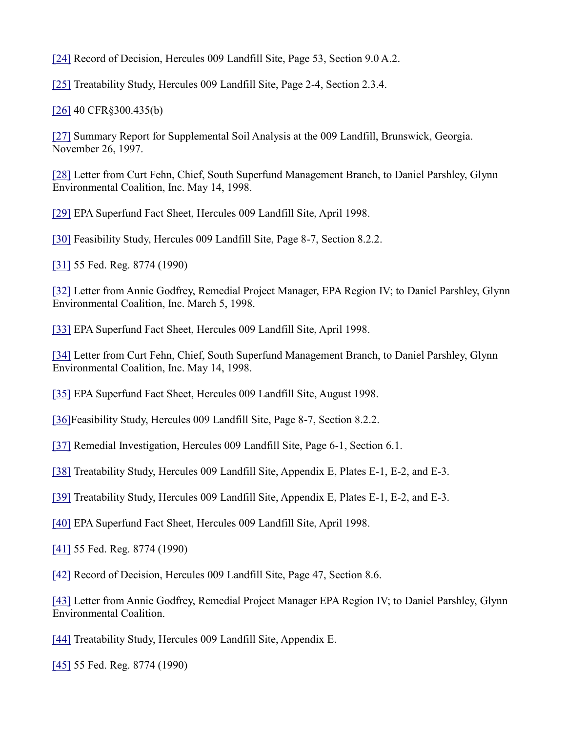[24] Record of Decision, Hercules 009 Landfill Site, Page 53, Section 9.0 A.2.

[25] Treatability Study, Hercules 009 Landfill Site, Page 2-4, Section 2.3.4.

[26] 40 CFR§300.435(b)

[27] Summary Report for Supplemental Soil Analysis at the 009 Landfill, Brunswick, Georgia. November 26, 1997.

[28] Letter from Curt Fehn, Chief, South Superfund Management Branch, to Daniel Parshley, Glynn Environmental Coalition, Inc. May 14, 1998.

[29] EPA Superfund Fact Sheet, Hercules 009 Landfill Site, April 1998.

[30] Feasibility Study, Hercules 009 Landfill Site, Page 8-7, Section 8.2.2.

[31] 55 Fed. Reg. 8774 (1990)

[32] Letter from Annie Godfrey, Remedial Project Manager, EPA Region IV; to Daniel Parshley, Glynn Environmental Coalition, Inc. March 5, 1998.

[33] EPA Superfund Fact Sheet, Hercules 009 Landfill Site, April 1998.

[34] Letter from Curt Fehn, Chief, South Superfund Management Branch, to Daniel Parshley, Glynn Environmental Coalition, Inc. May 14, 1998.

[35] EPA Superfund Fact Sheet, Hercules 009 Landfill Site, August 1998.

[36]Feasibility Study, Hercules 009 Landfill Site, Page 8-7, Section 8.2.2.

[37] Remedial Investigation, Hercules 009 Landfill Site, Page 6-1, Section 6.1.

[38] Treatability Study, Hercules 009 Landfill Site, Appendix E, Plates E-1, E-2, and E-3.

[39] Treatability Study, Hercules 009 Landfill Site, Appendix E, Plates E-1, E-2, and E-3.

[40] EPA Superfund Fact Sheet, Hercules 009 Landfill Site, April 1998.

[41] 55 Fed. Reg. 8774 (1990)

[42] Record of Decision, Hercules 009 Landfill Site, Page 47, Section 8.6.

[43] Letter from Annie Godfrey, Remedial Project Manager EPA Region IV; to Daniel Parshley, Glynn Environmental Coalition.

[44] Treatability Study, Hercules 009 Landfill Site, Appendix E.

[45] 55 Fed. Reg. 8774 (1990)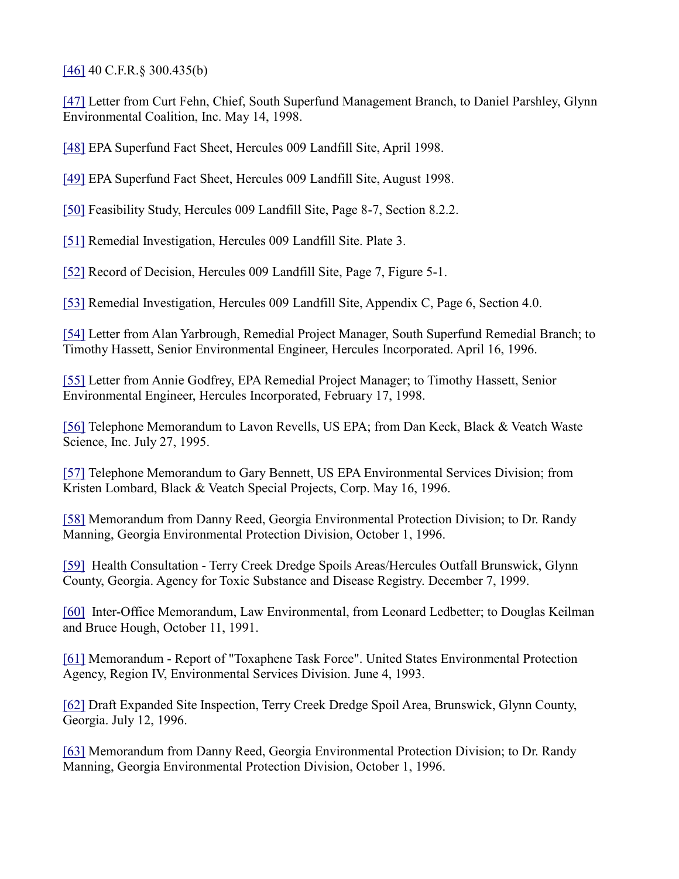[46] 40 C.F.R.§ 300.435(b)

[47] Letter from Curt Fehn, Chief, South Superfund Management Branch, to Daniel Parshley, Glynn Environmental Coalition, Inc. May 14, 1998.

[48] EPA Superfund Fact Sheet, Hercules 009 Landfill Site, April 1998.

[49] EPA Superfund Fact Sheet, Hercules 009 Landfill Site, August 1998.

[50] Feasibility Study, Hercules 009 Landfill Site, Page 8-7, Section 8.2.2.

[51] Remedial Investigation, Hercules 009 Landfill Site. Plate 3.

[52] Record of Decision, Hercules 009 Landfill Site, Page 7, Figure 5-1.

[53] Remedial Investigation, Hercules 009 Landfill Site, Appendix C, Page 6, Section 4.0.

[54] Letter from Alan Yarbrough, Remedial Project Manager, South Superfund Remedial Branch; to Timothy Hassett, Senior Environmental Engineer, Hercules Incorporated. April 16, 1996.

[55] Letter from Annie Godfrey, EPA Remedial Project Manager; to Timothy Hassett, Senior Environmental Engineer, Hercules Incorporated, February 17, 1998.

[56] Telephone Memorandum to Lavon Revells, US EPA; from Dan Keck, Black & Veatch Waste Science, Inc. July 27, 1995.

[57] Telephone Memorandum to Gary Bennett, US EPA Environmental Services Division; from Kristen Lombard, Black & Veatch Special Projects, Corp. May 16, 1996.

[58] Memorandum from Danny Reed, Georgia Environmental Protection Division; to Dr. Randy Manning, Georgia Environmental Protection Division, October 1, 1996.

[59] Health Consultation - Terry Creek Dredge Spoils Areas/Hercules Outfall Brunswick, Glynn County, Georgia. Agency for Toxic Substance and Disease Registry. December 7, 1999.

[60] Inter-Office Memorandum, Law Environmental, from Leonard Ledbetter; to Douglas Keilman and Bruce Hough, October 11, 1991.

[61] Memorandum - Report of "Toxaphene Task Force". United States Environmental Protection Agency, Region IV, Environmental Services Division. June 4, 1993.

[62] Draft Expanded Site Inspection, Terry Creek Dredge Spoil Area, Brunswick, Glynn County, Georgia. July 12, 1996.

[63] Memorandum from Danny Reed, Georgia Environmental Protection Division; to Dr. Randy Manning, Georgia Environmental Protection Division, October 1, 1996.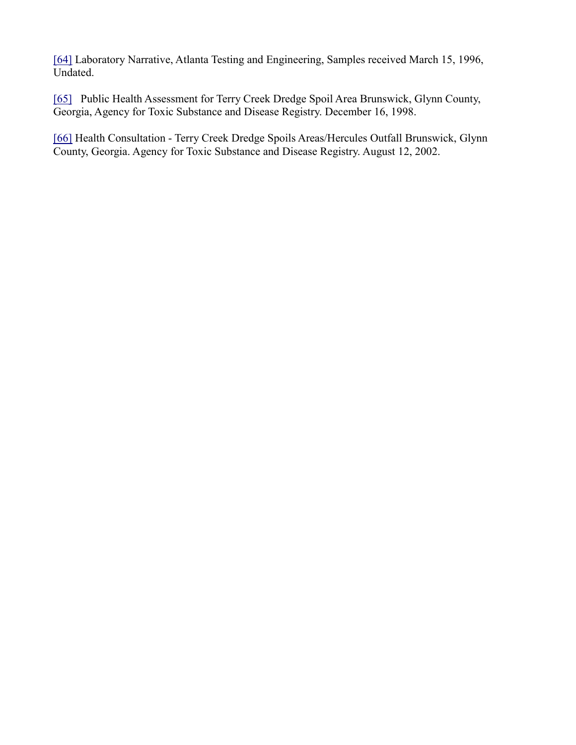[64] Laboratory Narrative, Atlanta Testing and Engineering, Samples received March 15, 1996, Undated.

[65] Public Health Assessment for Terry Creek Dredge Spoil Area Brunswick, Glynn County, Georgia, Agency for Toxic Substance and Disease Registry. December 16, 1998.

[66] Health Consultation - Terry Creek Dredge Spoils Areas/Hercules Outfall Brunswick, Glynn County, Georgia. Agency for Toxic Substance and Disease Registry. August 12, 2002.